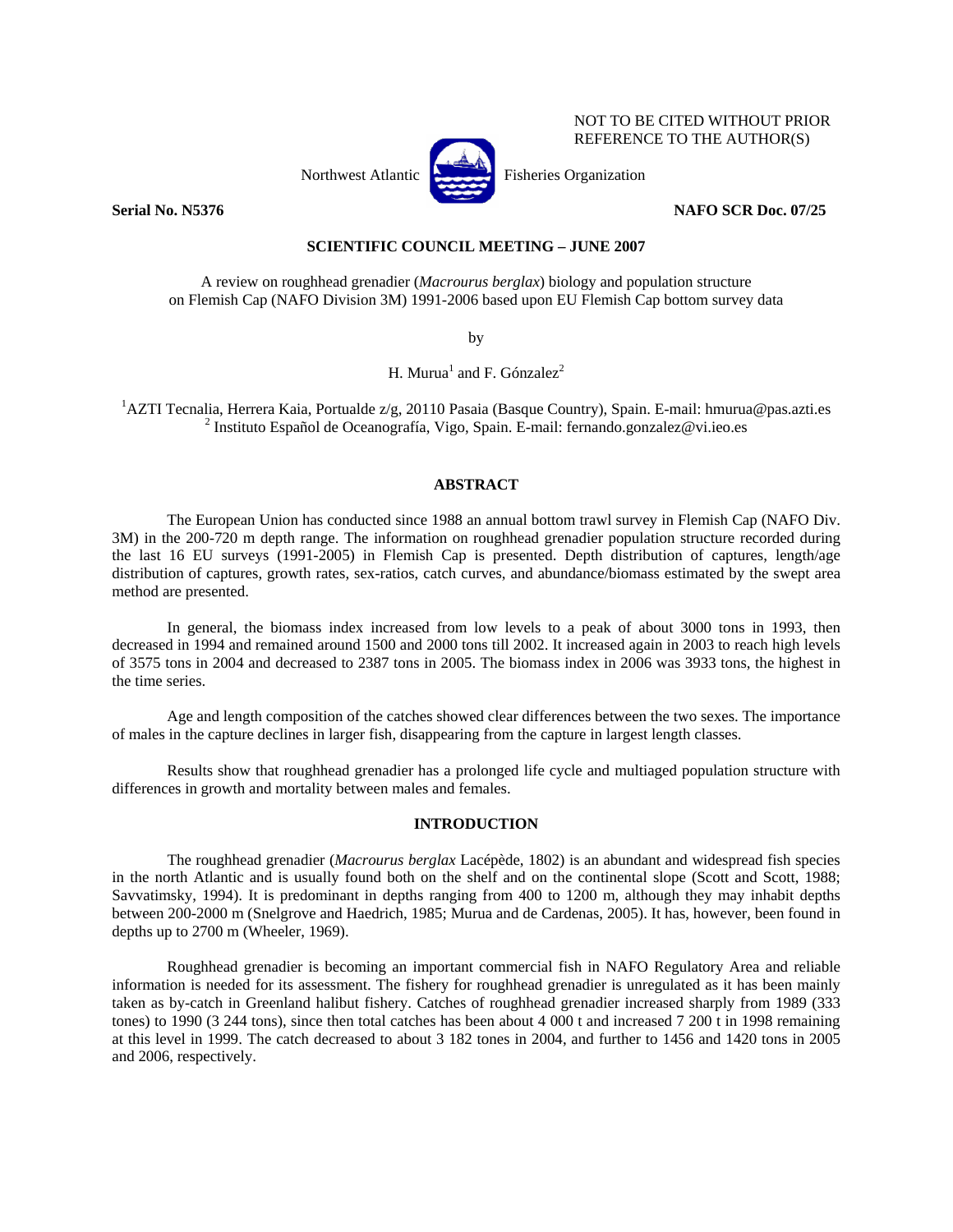NOT TO BE CITED WITHOUT PRIOR REFERENCE TO THE AUTHOR(S)

Northwest Atlantic Fisheries Organization

**Serial No. N5376** **NAFO SCR Doc. 07/25**

**SCIENTIFIC COUNCIL MEETING – JUNE 2007**

A review on roughhead grenadier (*Macrourus berglax*) biology and population structure on Flemish Cap (NAFO Division 3M) 1991-2006 based upon EU Flemish Cap bottom survey data

by

H. Murua[1] and F. González[2]

[1]AZTI Tecnalia, Herrera Kaia, Portualde z/g, 20110 Pasaia (Basque Country), Spain. E-mail: hmurua@pas.azti.es
[2] Instituto Español de Oceanografía, Vigo, Spain. E-mail: fernando.gonzalez@vi.ieo.es

## ABSTRACT

The European Union has conducted since 1988 an annual bottom trawl survey in Flemish Cap (NAFO Div. 3M) in the 200-720 m depth range. The information on roughhead grenadier population structure recorded during the last 16 EU surveys (1991-2005) in Flemish Cap is presented. Depth distribution of captures, length/age distribution of captures, growth rates, sex-ratios, catch curves, and abundance/biomass estimated by the swept area method are presented.

In general, the biomass index increased from low levels to a peak of about 3000 tons in 1993, then decreased in 1994 and remained around 1500 and 2000 tons till 2002. It increased again in 2003 to reach high levels of 3575 tons in 2004 and decreased to 2387 tons in 2005. The biomass index in 2006 was 3933 tons, the highest in the time series.

Age and length composition of the catches showed clear differences between the two sexes. The importance of males in the capture declines in larger fish, disappearing from the capture in largest length classes.

Results show that roughhead grenadier has a prolonged life cycle and multiaged population structure with differences in growth and mortality between males and females.

## INTRODUCTION

The roughhead grenadier (*Macrourus berglax* Lacépède, 1802) is an abundant and widespread fish species in the north Atlantic and is usually found both on the shelf and on the continental slope (Scott and Scott, 1988; Savvatimsky, 1994). It is predominant in depths ranging from 400 to 1200 m, although they may inhabit depths between 200-2000 m (Snelgrove and Haedrich, 1985; Murua and de Cardenas, 2005). It has, however, been found in depths up to 2700 m (Wheeler, 1969).

Roughhead grenadier is becoming an important commercial fish in NAFO Regulatory Area and reliable information is needed for its assessment. The fishery for roughhead grenadier is unregulated as it has been mainly taken as by-catch in Greenland halibut fishery. Catches of roughhead grenadier increased sharply from 1989 (333 tones) to 1990 (3 244 tons), since then total catches has been about 4 000 t and increased 7 200 t in 1998 remaining at this level in 1999. The catch decreased to about 3 182 tones in 2004, and further to 1456 and 1420 tons in 2005 and 2006, respectively.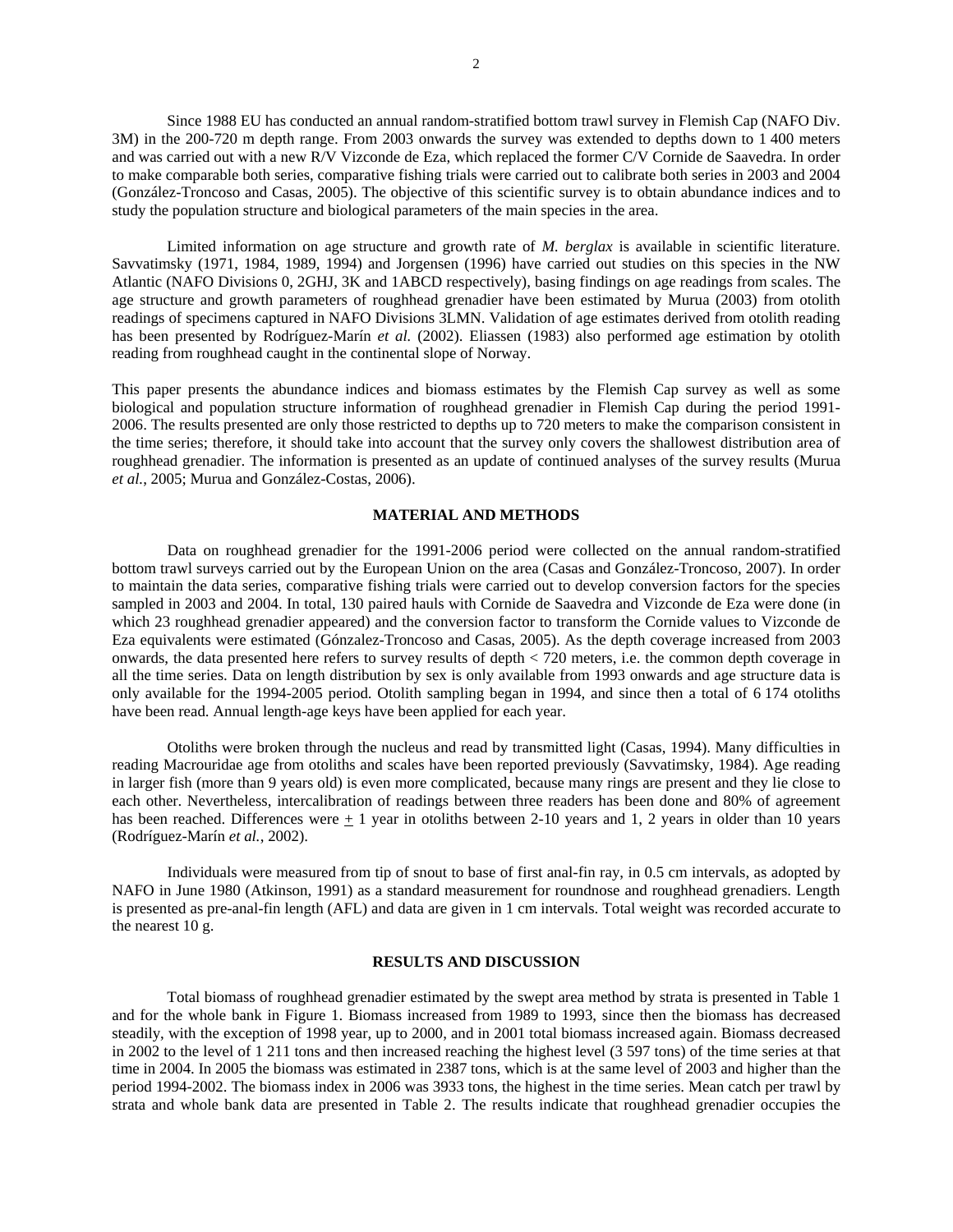Since 1988 EU has conducted an annual random-stratified bottom trawl survey in Flemish Cap (NAFO Div. 3M) in the 200-720 m depth range. From 2003 onwards the survey was extended to depths down to 1 400 meters and was carried out with a new R/V Vizconde de Eza, which replaced the former C/V Cornide de Saavedra. In order to make comparable both series, comparative fishing trials were carried out to calibrate both series in 2003 and 2004 (González-Troncoso and Casas, 2005). The objective of this scientific survey is to obtain abundance indices and to study the population structure and biological parameters of the main species in the area.

Limited information on age structure and growth rate of *M. berglax* is available in scientific literature. Savvatimsky (1971, 1984, 1989, 1994) and Jorgensen (1996) have carried out studies on this species in the NW Atlantic (NAFO Divisions 0, 2GHJ, 3K and 1ABCD respectively), basing findings on age readings from scales. The age structure and growth parameters of roughhead grenadier have been estimated by Murua (2003) from otolith readings of specimens captured in NAFO Divisions 3LMN. Validation of age estimates derived from otolith reading has been presented by Rodríguez-Marín *et al.* (2002). Eliassen (1983) also performed age estimation by otolith reading from roughhead caught in the continental slope of Norway.

This paper presents the abundance indices and biomass estimates by the Flemish Cap survey as well as some biological and population structure information of roughhead grenadier in Flemish Cap during the period 1991-2006. The results presented are only those restricted to depths up to 720 meters to make the comparison consistent in the time series; therefore, it should take into account that the survey only covers the shallowest distribution area of roughhead grenadier. The information is presented as an update of continued analyses of the survey results (Murua *et al.*, 2005; Murua and González-Costas, 2006).

## MATERIAL AND METHODS

Data on roughhead grenadier for the 1991-2006 period were collected on the annual random-stratified bottom trawl surveys carried out by the European Union on the area (Casas and González-Troncoso, 2007). In order to maintain the data series, comparative fishing trials were carried out to develop conversion factors for the species sampled in 2003 and 2004. In total, 130 paired hauls with Cornide de Saavedra and Vizconde de Eza were done (in which 23 roughhead grenadier appeared) and the conversion factor to transform the Cornide values to Vizconde de Eza equivalents were estimated (Gónzalez-Troncoso and Casas, 2005). As the depth coverage increased from 2003 onwards, the data presented here refers to survey results of depth < 720 meters, i.e. the common depth coverage in all the time series. Data on length distribution by sex is only available from 1993 onwards and age structure data is only available for the 1994-2005 period. Otolith sampling began in 1994, and since then a total of 6 174 otoliths have been read. Annual length-age keys have been applied for each year.

Otoliths were broken through the nucleus and read by transmitted light (Casas, 1994). Many difficulties in reading Macrouridae age from otoliths and scales have been reported previously (Savvatimsky, 1984). Age reading in larger fish (more than 9 years old) is even more complicated, because many rings are present and they lie close to each other. Nevertheless, intercalibration of readings between three readers has been done and 80% of agreement has been reached. Differences were $\pm$ 1 year in otoliths between 2-10 years and 1, 2 years in older than 10 years (Rodríguez-Marín *et al.*, 2002).

Individuals were measured from tip of snout to base of first anal-fin ray, in 0.5 cm intervals, as adopted by NAFO in June 1980 (Atkinson, 1991) as a standard measurement for roundnose and roughhead grenadiers. Length is presented as pre-anal-fin length (AFL) and data are given in 1 cm intervals. Total weight was recorded accurate to the nearest 10 g.

## RESULTS AND DISCUSSION

Total biomass of roughhead grenadier estimated by the swept area method by strata is presented in Table 1 and for the whole bank in Figure 1. Biomass increased from 1989 to 1993, since then the biomass has decreased steadily, with the exception of 1998 year, up to 2000, and in 2001 total biomass increased again. Biomass decreased in 2002 to the level of 1 211 tons and then increased reaching the highest level (3 597 tons) of the time series at that time in 2004. In 2005 the biomass was estimated in 2387 tons, which is at the same level of 2003 and higher than the period 1994-2002. The biomass index in 2006 was 3933 tons, the highest in the time series. Mean catch per trawl by strata and whole bank data are presented in Table 2. The results indicate that roughhead grenadier occupies the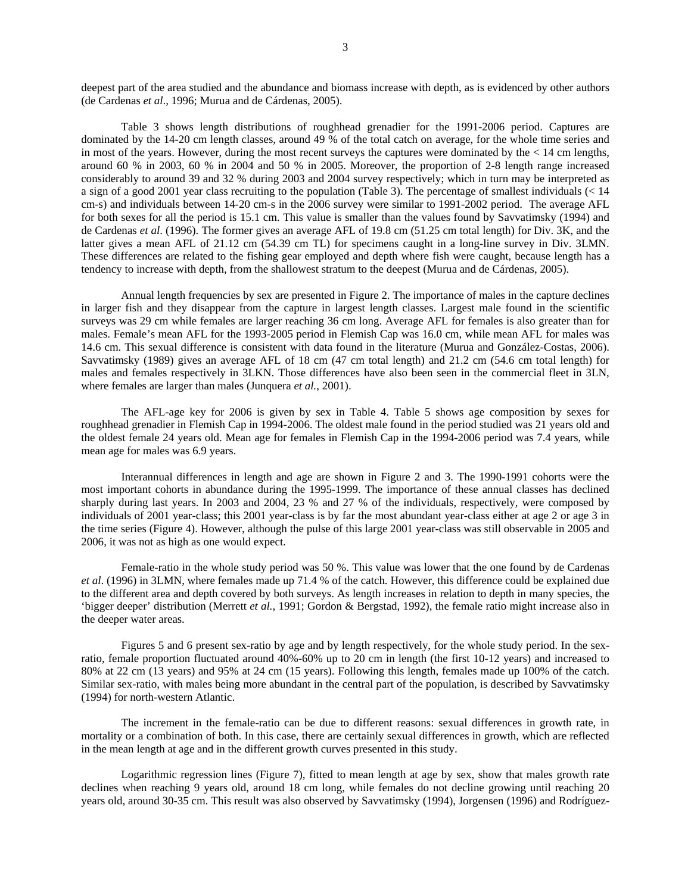deepest part of the area studied and the abundance and biomass increase with depth, as is evidenced by other authors (de Cardenas *et al*., 1996; Murua and de Cárdenas, 2005).

Table 3 shows length distributions of roughhead grenadier for the 1991-2006 period. Captures are dominated by the 14-20 cm length classes, around 49 % of the total catch on average, for the whole time series and in most of the years. However, during the most recent surveys the captures were dominated by the < 14 cm lengths, around 60 % in 2003, 60 % in 2004 and 50 % in 2005. Moreover, the proportion of 2-8 length range increased considerably to around 39 and 32 % during 2003 and 2004 survey respectively; which in turn may be interpreted as a sign of a good 2001 year class recruiting to the population (Table 3). The percentage of smallest individuals (< 14 cm-s) and individuals between 14-20 cm-s in the 2006 survey were similar to 1991-2002 period. The average AFL for both sexes for all the period is 15.1 cm. This value is smaller than the values found by Savvatimsky (1994) and de Cardenas *et al*. (1996). The former gives an average AFL of 19.8 cm (51.25 cm total length) for Div. 3K, and the latter gives a mean AFL of 21.12 cm (54.39 cm TL) for specimens caught in a long-line survey in Div. 3LMN. These differences are related to the fishing gear employed and depth where fish were caught, because length has a tendency to increase with depth, from the shallowest stratum to the deepest (Murua and de Cárdenas, 2005).

Annual length frequencies by sex are presented in Figure 2. The importance of males in the capture declines in larger fish and they disappear from the capture in largest length classes. Largest male found in the scientific surveys was 29 cm while females are larger reaching 36 cm long. Average AFL for females is also greater than for males. Female's mean AFL for the 1993-2005 period in Flemish Cap was 16.0 cm, while mean AFL for males was 14.6 cm. This sexual difference is consistent with data found in the literature (Murua and González-Costas, 2006). Savvatimsky (1989) gives an average AFL of 18 cm (47 cm total length) and 21.2 cm (54.6 cm total length) for males and females respectively in 3LKN. Those differences have also been seen in the commercial fleet in 3LN, where females are larger than males (Junquera *et al.*, 2001).

The AFL-age key for 2006 is given by sex in Table 4. Table 5 shows age composition by sexes for roughhead grenadier in Flemish Cap in 1994-2006. The oldest male found in the period studied was 21 years old and the oldest female 24 years old. Mean age for females in Flemish Cap in the 1994-2006 period was 7.4 years, while mean age for males was 6.9 years.

Interannual differences in length and age are shown in Figure 2 and 3. The 1990-1991 cohorts were the most important cohorts in abundance during the 1995-1999. The importance of these annual classes has declined sharply during last years. In 2003 and 2004, 23 % and 27 % of the individuals, respectively, were composed by individuals of 2001 year-class; this 2001 year-class is by far the most abundant year-class either at age 2 or age 3 in the time series (Figure 4). However, although the pulse of this large 2001 year-class was still observable in 2005 and 2006, it was not as high as one would expect.

Female-ratio in the whole study period was 50 %. This value was lower that the one found by de Cardenas *et al*. (1996) in 3LMN, where females made up 71.4 % of the catch. However, this difference could be explained due to the different area and depth covered by both surveys. As length increases in relation to depth in many species, the 'bigger deeper' distribution (Merrett *et al.*, 1991; Gordon & Bergstad, 1992), the female ratio might increase also in the deeper water areas.

Figures 5 and 6 present sex-ratio by age and by length respectively, for the whole study period. In the sex-ratio, female proportion fluctuated around 40%-60% up to 20 cm in length (the first 10-12 years) and increased to 80% at 22 cm (13 years) and 95% at 24 cm (15 years). Following this length, females made up 100% of the catch. Similar sex-ratio, with males being more abundant in the central part of the population, is described by Savvatimsky (1994) for north-western Atlantic.

The increment in the female-ratio can be due to different reasons: sexual differences in growth rate, in mortality or a combination of both. In this case, there are certainly sexual differences in growth, which are reflected in the mean length at age and in the different growth curves presented in this study.

Logarithmic regression lines (Figure 7), fitted to mean length at age by sex, show that males growth rate declines when reaching 9 years old, around 18 cm long, while females do not decline growing until reaching 20 years old, around 30-35 cm. This result was also observed by Savvatimsky (1994), Jorgensen (1996) and Rodríguez-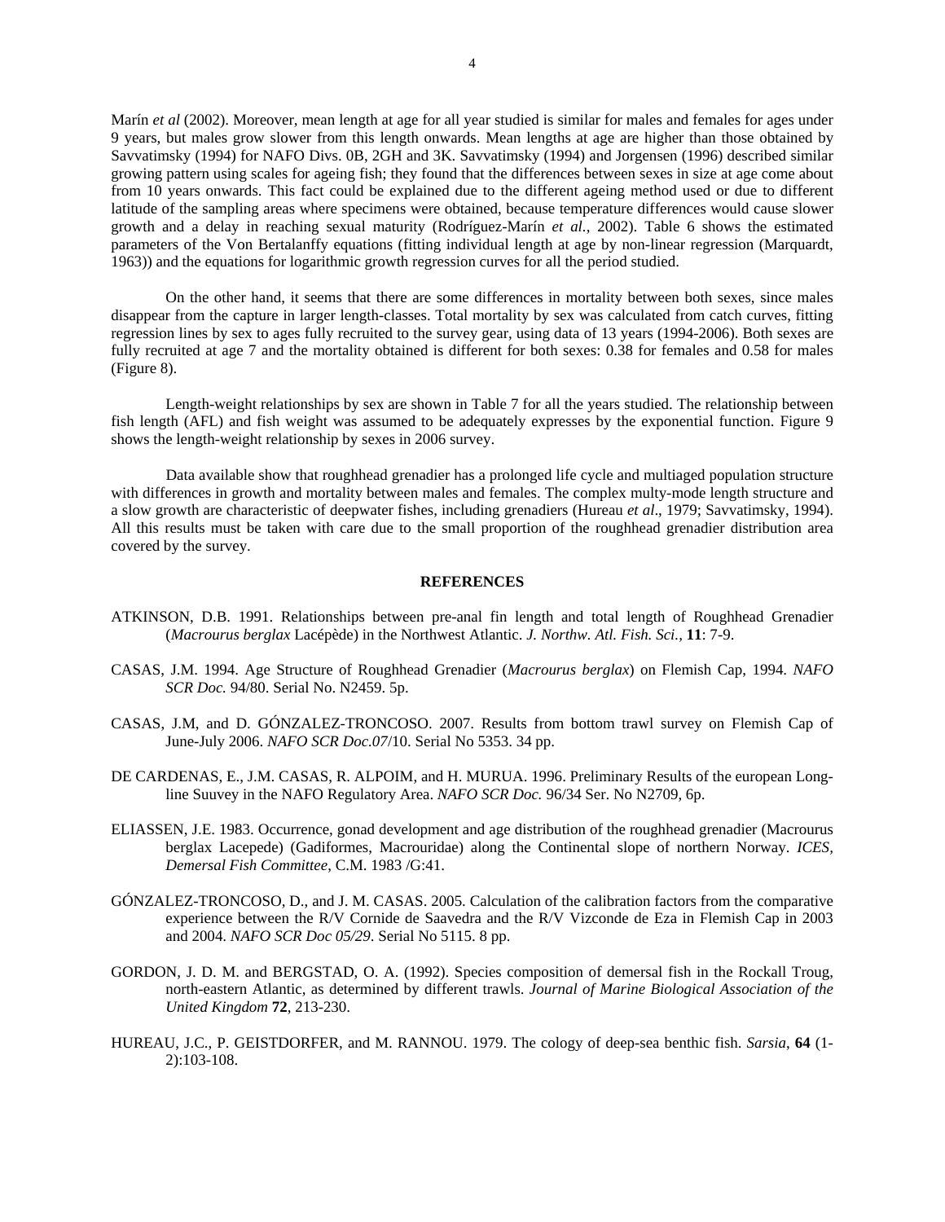Marín *et al* (2002). Moreover, mean length at age for all year studied is similar for males and females for ages under 9 years, but males grow slower from this length onwards. Mean lengths at age are higher than those obtained by Savvatimsky (1994) for NAFO Divs. 0B, 2GH and 3K. Savvatimsky (1994) and Jorgensen (1996) described similar growing pattern using scales for ageing fish; they found that the differences between sexes in size at age come about from 10 years onwards. This fact could be explained due to the different ageing method used or due to different latitude of the sampling areas where specimens were obtained, because temperature differences would cause slower growth and a delay in reaching sexual maturity (Rodríguez-Marín *et al.*, 2002). Table 6 shows the estimated parameters of the Von Bertalanffy equations (fitting individual length at age by non-linear regression (Marquardt, 1963)) and the equations for logarithmic growth regression curves for all the period studied.

On the other hand, it seems that there are some differences in mortality between both sexes, since males disappear from the capture in larger length-classes. Total mortality by sex was calculated from catch curves, fitting regression lines by sex to ages fully recruited to the survey gear, using data of 13 years (1994-2006). Both sexes are fully recruited at age 7 and the mortality obtained is different for both sexes: 0.38 for females and 0.58 for males (Figure 8).

Length-weight relationships by sex are shown in Table 7 for all the years studied. The relationship between fish length (AFL) and fish weight was assumed to be adequately expresses by the exponential function. Figure 9 shows the length-weight relationship by sexes in 2006 survey.

Data available show that roughhead grenadier has a prolonged life cycle and multiaged population structure with differences in growth and mortality between males and females. The complex multy-mode length structure and a slow growth are characteristic of deepwater fishes, including grenadiers (Hureau *et al*., 1979; Savvatimsky, 1994). All this results must be taken with care due to the small proportion of the roughhead grenadier distribution area covered by the survey.

## REFERENCES

ATKINSON, D.B. 1991. Relationships between pre-anal fin length and total length of Roughhead Grenadier (*Macrourus berglax* Lacépède) in the Northwest Atlantic. *J. Northw. Atl. Fish. Sci.*, **11**: 7-9.

CASAS, J.M. 1994. Age Structure of Roughhead Grenadier (*Macrourus berglax*) on Flemish Cap, 1994. *NAFO SCR Doc.* 94/80. Serial No. N2459. 5p.

CASAS, J.M, and D. GÓNZALEZ-TRONCOSO. 2007. Results from bottom trawl survey on Flemish Cap of June-July 2006. *NAFO SCR Doc.07*/10. Serial No 5353. 34 pp.

DE CARDENAS, E., J.M. CASAS, R. ALPOIM, and H. MURUA. 1996. Preliminary Results of the european Long-line Suuvey in the NAFO Regulatory Area. *NAFO SCR Doc.* 96/34 Ser. No N2709, 6p.

ELIASSEN, J.E. 1983. Occurrence, gonad development and age distribution of the roughhead grenadier (Macrourus berglax Lacepede) (Gadiformes, Macrouridae) along the Continental slope of northern Norway. *ICES, Demersal Fish Committee*, C.M. 1983 /G:41.

GÓNZALEZ-TRONCOSO, D., and J. M. CASAS. 2005. Calculation of the calibration factors from the comparative experience between the R/V Cornide de Saavedra and the R/V Vizconde de Eza in Flemish Cap in 2003 and 2004. *NAFO SCR Doc 05/29*. Serial No 5115. 8 pp.

GORDON, J. D. M. and BERGSTAD, O. A. (1992). Species composition of demersal fish in the Rockall Troug, north-eastern Atlantic, as determined by different trawls. *Journal of Marine Biological Association of the United Kingdom* **72**, 213-230.

HUREAU, J.C., P. GEISTDORFER, and M. RANNOU. 1979. The cology of deep-sea benthic fish. *Sarsia*, **64** (1-2):103-108.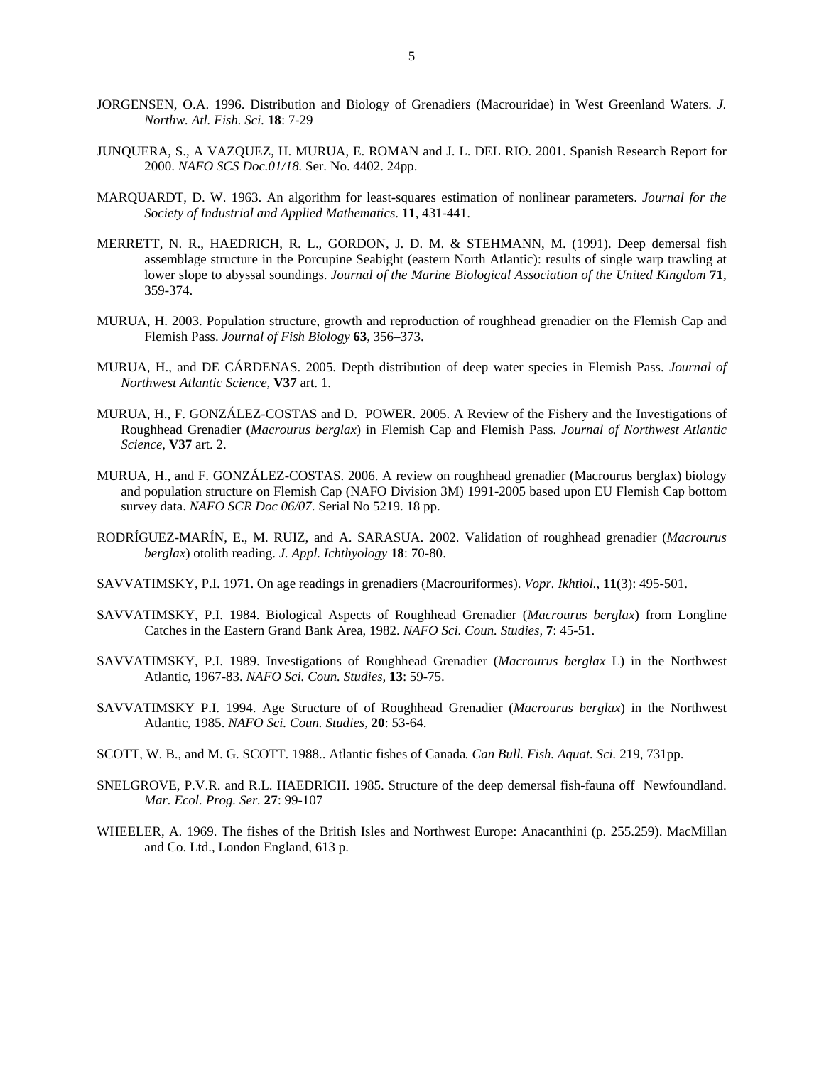JORGENSEN, O.A. 1996. Distribution and Biology of Grenadiers (Macrouridae) in West Greenland Waters. *J. Northw. Atl. Fish. Sci.* **18**: 7-29

JUNQUERA, S., A VAZQUEZ, H. MURUA, E. ROMAN and J. L. DEL RIO. 2001. Spanish Research Report for 2000. *NAFO SCS Doc.01/18.* Ser. No. 4402. 24pp.

MARQUARDT, D. W. 1963. An algorithm for least-squares estimation of nonlinear parameters. *Journal for the Society of Industrial and Applied Mathematics*. **11**, 431-441.

MERRETT, N. R., HAEDRICH, R. L., GORDON, J. D. M. & STEHMANN, M. (1991). Deep demersal fish assemblage structure in the Porcupine Seabight (eastern North Atlantic): results of single warp trawling at lower slope to abyssal soundings. *Journal of the Marine Biological Association of the United Kingdom* **71**, 359-374.

MURUA, H. 2003. Population structure, growth and reproduction of roughhead grenadier on the Flemish Cap and Flemish Pass. *Journal of Fish Biology* **63**, 356–373.

MURUA, H., and DE CÁRDENAS. 2005. Depth distribution of deep water species in Flemish Pass. *Journal of Northwest Atlantic Science*, **V37** art. 1.

MURUA, H., F. GONZÁLEZ-COSTAS and D. POWER. 2005. A Review of the Fishery and the Investigations of Roughhead Grenadier (*Macrourus berglax*) in Flemish Cap and Flemish Pass. *Journal of Northwest Atlantic Science*, **V37** art. 2.

MURUA, H., and F. GONZÁLEZ-COSTAS. 2006. A review on roughhead grenadier (Macrourus berglax) biology and population structure on Flemish Cap (NAFO Division 3M) 1991-2005 based upon EU Flemish Cap bottom survey data. *NAFO SCR Doc 06/07*. Serial No 5219. 18 pp.

RODRÍGUEZ-MARÍN, E., M. RUIZ, and A. SARASUA. 2002. Validation of roughhead grenadier (*Macrourus berglax*) otolith reading. *J. Appl. Ichthyology* **18**: 70-80.

SAVVATIMSKY, P.I. 1971. On age readings in grenadiers (Macrouriformes). *Vopr. Ikhtiol.,* **11**(3): 495-501.

SAVVATIMSKY, P.I. 1984. Biological Aspects of Roughhead Grenadier (*Macrourus berglax*) from Longline Catches in the Eastern Grand Bank Area, 1982. *NAFO Sci. Coun. Studies,* **7**: 45-51.

SAVVATIMSKY, P.I. 1989. Investigations of Roughhead Grenadier (*Macrourus berglax* L) in the Northwest Atlantic, 1967-83. *NAFO Sci. Coun. Studies,* **13**: 59-75.

SAVVATIMSKY P.I. 1994. Age Structure of of Roughhead Grenadier (*Macrourus berglax*) in the Northwest Atlantic, 1985. *NAFO Sci. Coun. Studies,* **20**: 53-64.

SCOTT, W. B., and M. G. SCOTT. 1988.. Atlantic fishes of Canada*. Can Bull. Fish. Aquat. Sci.* 219, 731pp.

SNELGROVE, P.V.R. and R.L. HAEDRICH. 1985. Structure of the deep demersal fish-fauna off Newfoundland. *Mar. Ecol. Prog. Ser.* **27**: 99-107

WHEELER, A. 1969. The fishes of the British Isles and Northwest Europe: Anacanthini (p. 255.259). MacMillan and Co. Ltd., London England, 613 p.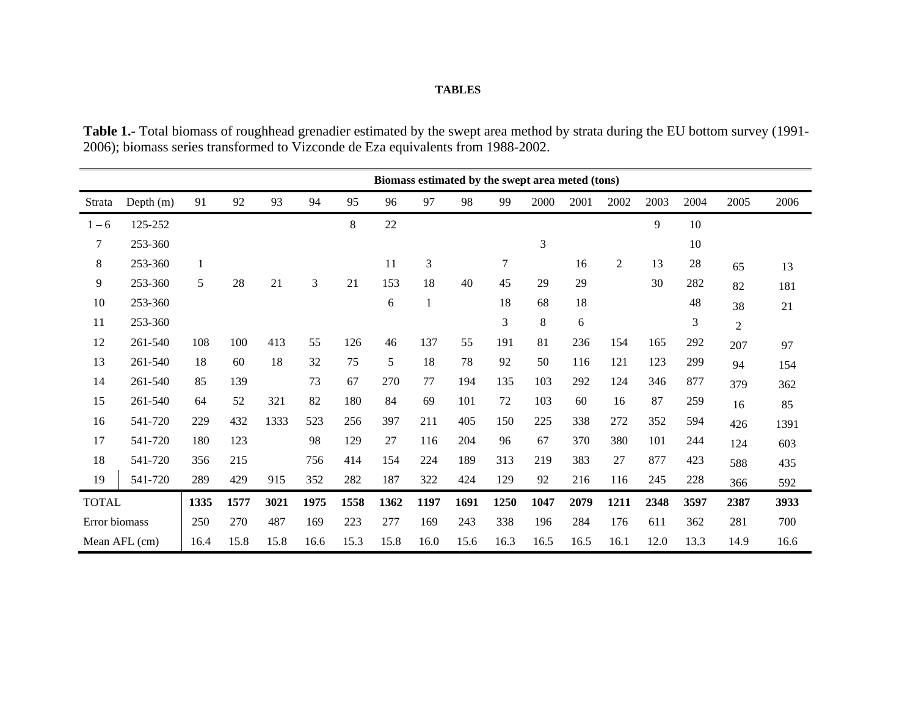**TABLES**

**Table 1.-** Total biomass of roughhead grenadier estimated by the swept area method by strata during the EU bottom survey (1991-2006); biomass series transformed to Vizconde de Eza equivalents from 1988-2002.

| | | **Biomass estimated by the swept area meted (tons)** | | | | | | | | | | | | | | | |
|---|---|---|---|---|---|---|---|---|---|---|---|---|---|---|---|---|---|
| Strata | Depth (m) | 91 | 92 | 93 | 94 | 95 | 96 | 97 | 98 | 99 | 2000 | 2001 | 2002 | 2003 | 2004 | 2005 | 2006 |
| 1 – 6 | 125-252 | | | | | 8 | 22 | | | | | | | 9 | 10 | | |
| 7 | 253-360 | | | | | | | | | | 3 | | | | 10 | | |
| 8 | 253-360 | 1 | | | | | 11 | 3 | | 7 | | 16 | 2 | 13 | 28 | 65 | 13 |
| 9 | 253-360 | 5 | 28 | 21 | 3 | 21 | 153 | 18 | 40 | 45 | 29 | 29 | | 30 | 282 | 82 | 181 |
| 10 | 253-360 | | | | | | 6 | 1 | | 18 | 68 | 18 | | | 48 | 38 | 21 |
| 11 | 253-360 | | | | | | | | | 3 | 8 | 6 | | | 3 | 2 | |
| 12 | 261-540 | 108 | 100 | 413 | 55 | 126 | 46 | 137 | 55 | 191 | 81 | 236 | 154 | 165 | 292 | 207 | 97 |
| 13 | 261-540 | 18 | 60 | 18 | 32 | 75 | 5 | 18 | 78 | 92 | 50 | 116 | 121 | 123 | 299 | 94 | 154 |
| 14 | 261-540 | 85 | 139 | | 73 | 67 | 270 | 77 | 194 | 135 | 103 | 292 | 124 | 346 | 877 | 379 | 362 |
| 15 | 261-540 | 64 | 52 | 321 | 82 | 180 | 84 | 69 | 101 | 72 | 103 | 60 | 16 | 87 | 259 | 16 | 85 |
| 16 | 541-720 | 229 | 432 | 1333 | 523 | 256 | 397 | 211 | 405 | 150 | 225 | 338 | 272 | 352 | 594 | 426 | 1391 |
| 17 | 541-720 | 180 | 123 | | 98 | 129 | 27 | 116 | 204 | 96 | 67 | 370 | 380 | 101 | 244 | 124 | 603 |
| 18 | 541-720 | 356 | 215 | | 756 | 414 | 154 | 224 | 189 | 313 | 219 | 383 | 27 | 877 | 423 | 588 | 435 |
| 19 | 541-720 | 289 | 429 | 915 | 352 | 282 | 187 | 322 | 424 | 129 | 92 | 216 | 116 | 245 | 228 | 366 | 592 |
| TOTAL | | **1335** | **1577** | **3021** | **1975** | **1558** | **1362** | **1197** | **1691** | **1250** | **1047** | **2079** | **1211** | **2348** | **3597** | **2387** | **3933** |
| Error biomass | | 250 | 270 | 487 | 169 | 223 | 277 | 169 | 243 | 338 | 196 | 284 | 176 | 611 | 362 | 281 | 700 |
| Mean AFL (cm) | | 16.4 | 15.8 | 15.8 | 16.6 | 15.3 | 15.8 | 16.0 | 15.6 | 16.3 | 16.5 | 16.5 | 16.1 | 12.0 | 13.3 | 14.9 | 16.6 |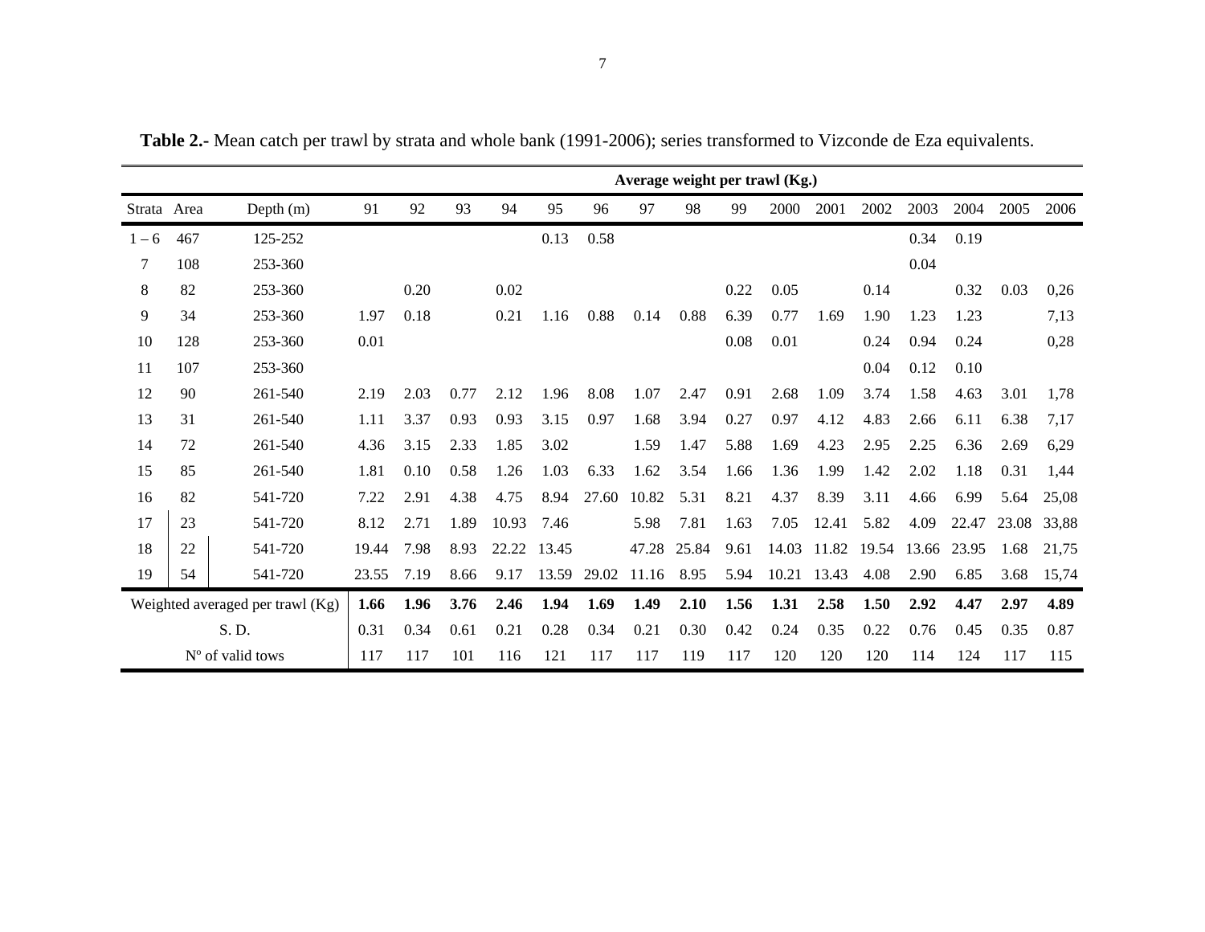**Table 2.-** Mean catch per trawl by strata and whole bank (1991-2006); series transformed to Vizconde de Eza equivalents.

| | | | Average weight per trawl (Kg.) | | | | | | | | | | | | | | | |
|---|---|---|---|---|---|---|---|---|---|---|---|---|---|---|---|---|---|---|
| Strata | Area | Depth (m) | 91 | 92 | 93 | 94 | 95 | 96 | 97 | 98 | 99 | 2000 | 2001 | 2002 | 2003 | 2004 | 2005 | 2006 |
| 1 – 6 | 467 | 125-252 | | | | | 0.13 | 0.58 | | | | | | | 0.34 | 0.19 | | |
| 7 | 108 | 253-360 | | | | | | | | | | | | | 0.04 | | | |
| 8 | 82 | 253-360 | | 0.20 | | 0.02 | | | | | 0.22 | 0.05 | | 0.14 | | 0.32 | 0.03 | 0,26 |
| 9 | 34 | 253-360 | 1.97 | 0.18 | | 0.21 | 1.16 | 0.88 | 0.14 | 0.88 | 6.39 | 0.77 | 1.69 | 1.90 | 1.23 | 1.23 | | 7,13 |
| 10 | 128 | 253-360 | 0.01 | | | | | | | | 0.08 | 0.01 | | 0.24 | 0.94 | 0.24 | | 0,28 |
| 11 | 107 | 253-360 | | | | | | | | | | | | 0.04 | 0.12 | 0.10 | | |
| 12 | 90 | 261-540 | 2.19 | 2.03 | 0.77 | 2.12 | 1.96 | 8.08 | 1.07 | 2.47 | 0.91 | 2.68 | 1.09 | 3.74 | 1.58 | 4.63 | 3.01 | 1,78 |
| 13 | 31 | 261-540 | 1.11 | 3.37 | 0.93 | 0.93 | 3.15 | 0.97 | 1.68 | 3.94 | 0.27 | 0.97 | 4.12 | 4.83 | 2.66 | 6.11 | 6.38 | 7,17 |
| 14 | 72 | 261-540 | 4.36 | 3.15 | 2.33 | 1.85 | 3.02 | | 1.59 | 1.47 | 5.88 | 1.69 | 4.23 | 2.95 | 2.25 | 6.36 | 2.69 | 6,29 |
| 15 | 85 | 261-540 | 1.81 | 0.10 | 0.58 | 1.26 | 1.03 | 6.33 | 1.62 | 3.54 | 1.66 | 1.36 | 1.99 | 1.42 | 2.02 | 1.18 | 0.31 | 1,44 |
| 16 | 82 | 541-720 | 7.22 | 2.91 | 4.38 | 4.75 | 8.94 | 27.60 | 10.82 | 5.31 | 8.21 | 4.37 | 8.39 | 3.11 | 4.66 | 6.99 | 5.64 | 25,08 |
| 17 | 23 | 541-720 | 8.12 | 2.71 | 1.89 | 10.93 | 7.46 | | 5.98 | 7.81 | 1.63 | 7.05 | 12.41 | 5.82 | 4.09 | 22.47 | 23.08 | 33,88 |
| 18 | 22 | 541-720 | 19.44 | 7.98 | 8.93 | 22.22 | 13.45 | | 47.28 | 25.84 | 9.61 | 14.03 | 11.82 | 19.54 | 13.66 | 23.95 | 1.68 | 21,75 |
| 19 | 54 | 541-720 | 23.55 | 7.19 | 8.66 | 9.17 | 13.59 | 29.02 | 11.16 | 8.95 | 5.94 | 10.21 | 13.43 | 4.08 | 2.90 | 6.85 | 3.68 | 15,74 |
| Weighted averaged per trawl (Kg) | | | **1.66** | **1.96** | **3.76** | **2.46** | **1.94** | **1.69** | **1.49** | **2.10** | **1.56** | **1.31** | **2.58** | **1.50** | **2.92** | **4.47** | **2.97** | **4.89** |
| S. D. | | | 0.31 | 0.34 | 0.61 | 0.21 | 0.28 | 0.34 | 0.21 | 0.30 | 0.42 | 0.24 | 0.35 | 0.22 | 0.76 | 0.45 | 0.35 | 0.87 |
| Nº of valid tows | | | 117 | 117 | 101 | 116 | 121 | 117 | 117 | 119 | 117 | 120 | 120 | 120 | 114 | 124 | 117 | 115 |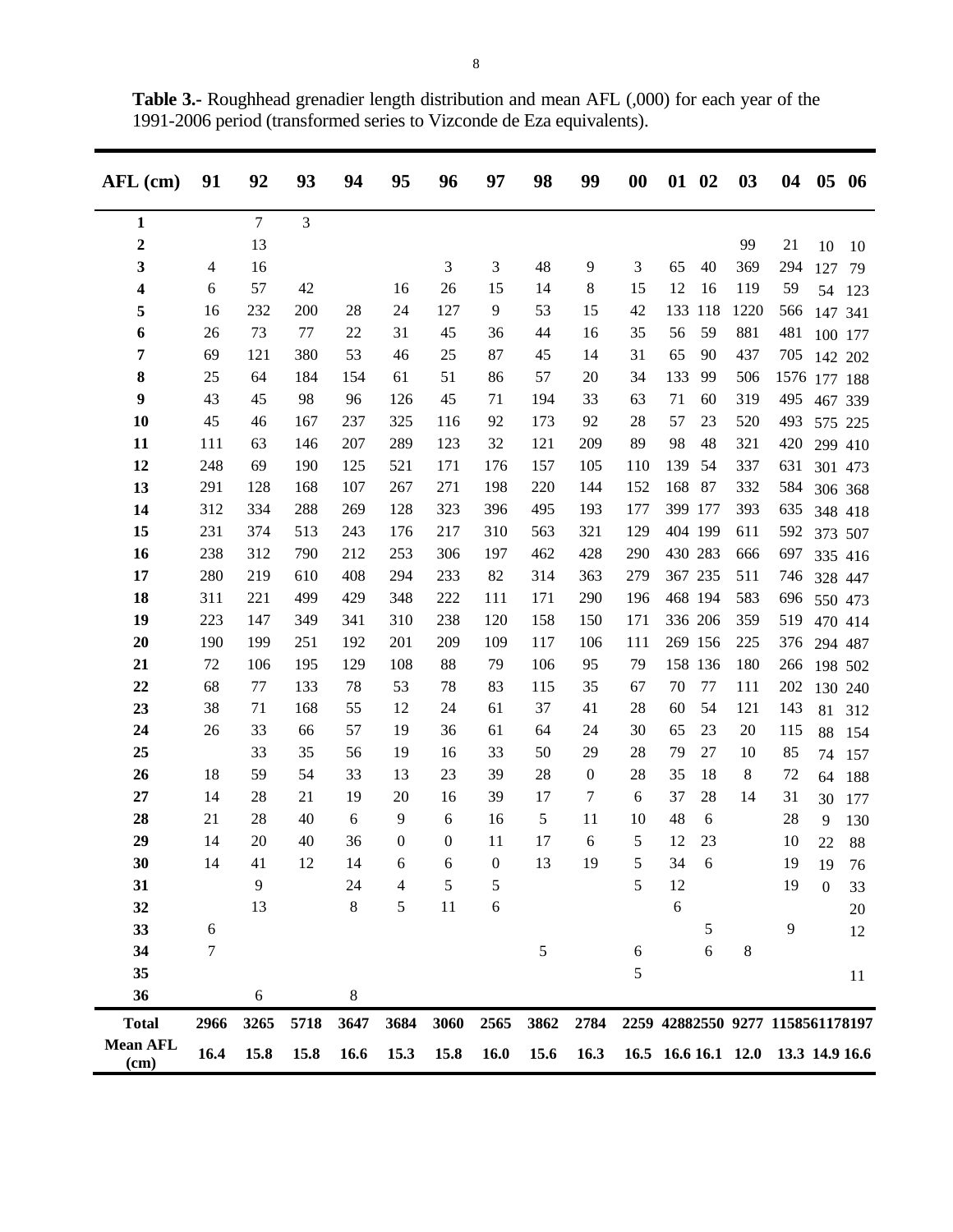**Table 3.-** Roughhead grenadier length distribution and mean AFL (,000) for each year of the 1991-2006 period (transformed series to Vizconde de Eza equivalents).

| AFL (cm) | 91 | 92 | 93 | 94 | 95 | 96 | 97 | 98 | 99 | 00 | 01 | 02 | 03 | 04 | 05 | 06 |
|---|---|---|---|---|---|---|---|---|---|---|---|---|---|---|---|---|
| **1** | | 7 | 3 | | | | | | | | | | | | | |
| **2** | | 13 | | | | | | | | | | | 99 | 21 | 10 | 10 |
| **3** | 4 | 16 | | | | 3 | 3 | 48 | 9 | 3 | 65 | 40 | 369 | 294 | 127 | 79 |
| **4** | 6 | 57 | 42 | | 16 | 26 | 15 | 14 | 8 | 15 | 12 | 16 | 119 | 59 | 54 | 123 |
| **5** | 16 | 232 | 200 | 28 | 24 | 127 | 9 | 53 | 15 | 42 | 133 | 118 | 1220 | 566 | 147 | 341 |
| **6** | 26 | 73 | 77 | 22 | 31 | 45 | 36 | 44 | 16 | 35 | 56 | 59 | 881 | 481 | 100 | 177 |
| **7** | 69 | 121 | 380 | 53 | 46 | 25 | 87 | 45 | 14 | 31 | 65 | 90 | 437 | 705 | 142 | 202 |
| **8** | 25 | 64 | 184 | 154 | 61 | 51 | 86 | 57 | 20 | 34 | 133 | 99 | 506 | 1576 | 177 | 188 |
| **9** | 43 | 45 | 98 | 96 | 126 | 45 | 71 | 194 | 33 | 63 | 71 | 60 | 319 | 495 | 467 | 339 |
| **10** | 45 | 46 | 167 | 237 | 325 | 116 | 92 | 173 | 92 | 28 | 57 | 23 | 520 | 493 | 575 | 225 |
| **11** | 111 | 63 | 146 | 207 | 289 | 123 | 32 | 121 | 209 | 89 | 98 | 48 | 321 | 420 | 299 | 410 |
| **12** | 248 | 69 | 190 | 125 | 521 | 171 | 176 | 157 | 105 | 110 | 139 | 54 | 337 | 631 | 301 | 473 |
| **13** | 291 | 128 | 168 | 107 | 267 | 271 | 198 | 220 | 144 | 152 | 168 | 87 | 332 | 584 | 306 | 368 |
| **14** | 312 | 334 | 288 | 269 | 128 | 323 | 396 | 495 | 193 | 177 | 399 | 177 | 393 | 635 | 348 | 418 |
| **15** | 231 | 374 | 513 | 243 | 176 | 217 | 310 | 563 | 321 | 129 | 404 | 199 | 611 | 592 | 373 | 507 |
| **16** | 238 | 312 | 790 | 212 | 253 | 306 | 197 | 462 | 428 | 290 | 430 | 283 | 666 | 697 | 335 | 416 |
| **17** | 280 | 219 | 610 | 408 | 294 | 233 | 82 | 314 | 363 | 279 | 367 | 235 | 511 | 746 | 328 | 447 |
| **18** | 311 | 221 | 499 | 429 | 348 | 222 | 111 | 171 | 290 | 196 | 468 | 194 | 583 | 696 | 550 | 473 |
| **19** | 223 | 147 | 349 | 341 | 310 | 238 | 120 | 158 | 150 | 171 | 336 | 206 | 359 | 519 | 470 | 414 |
| **20** | 190 | 199 | 251 | 192 | 201 | 209 | 109 | 117 | 106 | 111 | 269 | 156 | 225 | 376 | 294 | 487 |
| **21** | 72 | 106 | 195 | 129 | 108 | 88 | 79 | 106 | 95 | 79 | 158 | 136 | 180 | 266 | 198 | 502 |
| **22** | 68 | 77 | 133 | 78 | 53 | 78 | 83 | 115 | 35 | 67 | 70 | 77 | 111 | 202 | 130 | 240 |
| **23** | 38 | 71 | 168 | 55 | 12 | 24 | 61 | 37 | 41 | 28 | 60 | 54 | 121 | 143 | 81 | 312 |
| **24** | 26 | 33 | 66 | 57 | 19 | 36 | 61 | 64 | 24 | 30 | 65 | 23 | 20 | 115 | 88 | 154 |
| **25** | | 33 | 35 | 56 | 19 | 16 | 33 | 50 | 29 | 28 | 79 | 27 | 10 | 85 | 74 | 157 |
| **26** | 18 | 59 | 54 | 33 | 13 | 23 | 39 | 28 | 0 | 28 | 35 | 18 | 8 | 72 | 64 | 188 |
| **27** | 14 | 28 | 21 | 19 | 20 | 16 | 39 | 17 | 7 | 6 | 37 | 28 | 14 | 31 | 30 | 177 |
| **28** | 21 | 28 | 40 | 6 | 9 | 6 | 16 | 5 | 11 | 10 | 48 | 6 | | 28 | 9 | 130 |
| **29** | 14 | 20 | 40 | 36 | 0 | 0 | 11 | 17 | 6 | 5 | 12 | 23 | | 10 | 22 | 88 |
| **30** | 14 | 41 | 12 | 14 | 6 | 6 | 0 | 13 | 19 | 5 | 34 | 6 | | 19 | 19 | 76 |
| **31** | | 9 | | 24 | 4 | 5 | 5 | | | 5 | 12 | | | 19 | 0 | 33 |
| **32** | | 13 | | 8 | 5 | 11 | 6 | | | | 6 | | | | | 20 |
| **33** | 6 | | | | | | | | | | | 5 | | 9 | | 12 |
| **34** | 7 | | | | | | | 5 | | 6 | | 6 | 8 | | | |
| **35** | | | | | | | | | | 5 | | | | | | 11 |
| **36** | | 6 | | 8 | | | | | | | | | | | | |
| **Total** | **2966** | **3265** | **5718** | **3647** | **3684** | **3060** | **2565** | **3862** | **2784** | **2259** | **4288** | **2550** | **9277** | **11585** | **6117** | **8197** |
| **Mean AFL (cm)** | **16.4** | **15.8** | **15.8** | **16.6** | **15.3** | **15.8** | **16.0** | **15.6** | **16.3** | **16.5** | **16.6** | **16.1** | **12.0** | **13.3** | **14.9** | **16.6** |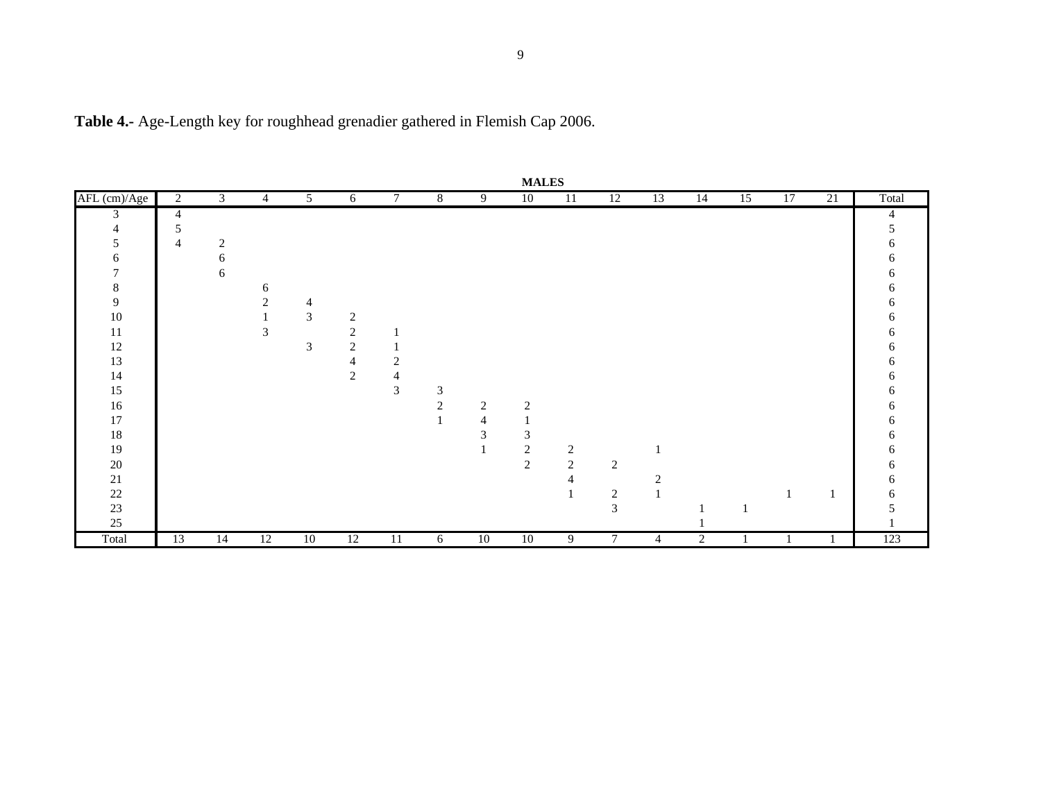**Table 4.-** Age-Length key for roughhead grenadier gathered in Flemish Cap 2006.

**MALES**

| AFL (cm)/Age | 2 | 3 | 4 | 5 | 6 | 7 | 8 | 9 | 10 | 11 | 12 | 13 | 14 | 15 | 17 | 21 | Total |
|---|---|---|---|---|---|---|---|---|---|---|---|---|---|---|---|---|---|
| 3 | 4 | | | | | | | | | | | | | | | | 4 |
| 4 | 5 | | | | | | | | | | | | | | | | 5 |
| 5 | 4 | 2 | | | | | | | | | | | | | | | 6 |
| 6 | | 6 | | | | | | | | | | | | | | | 6 |
| 7 | | 6 | | | | | | | | | | | | | | | 6 |
| 8 | | | 6 | | | | | | | | | | | | | | 6 |
| 9 | | | 2 | 4 | | | | | | | | | | | | | 6 |
| 10 | | | 1 | 3 | 2 | | | | | | | | | | | | 6 |
| 11 | | | 3 | | 2 | 1 | | | | | | | | | | | 6 |
| 12 | | | | 3 | 2 | 1 | | | | | | | | | | | 6 |
| 13 | | | | | 4 | 2 | | | | | | | | | | | 6 |
| 14 | | | | | 2 | 4 | | | | | | | | | | | 6 |
| 15 | | | | | | 3 | 3 | | | | | | | | | | 6 |
| 16 | | | | | | | 2 | 2 | 2 | | | | | | | | 6 |
| 17 | | | | | | | 1 | 4 | 1 | | | | | | | | 6 |
| 18 | | | | | | | | 3 | 3 | | | | | | | | 6 |
| 19 | | | | | | | | 1 | 2 | 2 | | 1 | | | | | 6 |
| 20 | | | | | | | | | 2 | 2 | 2 | | | | | | 6 |
| 21 | | | | | | | | | | 4 | | 2 | | | | | 6 |
| 22 | | | | | | | | | | 1 | 2 | 1 | | | 1 | 1 | 6 |
| 23 | | | | | | | | | | | 3 | | 1 | 1 | | | 5 |
| 25 | | | | | | | | | | | | | 1 | | | | 1 |
| Total | 13 | 14 | 12 | 10 | 12 | 11 | 6 | 10 | 10 | 9 | 7 | 4 | 2 | 1 | 1 | 1 | 123 |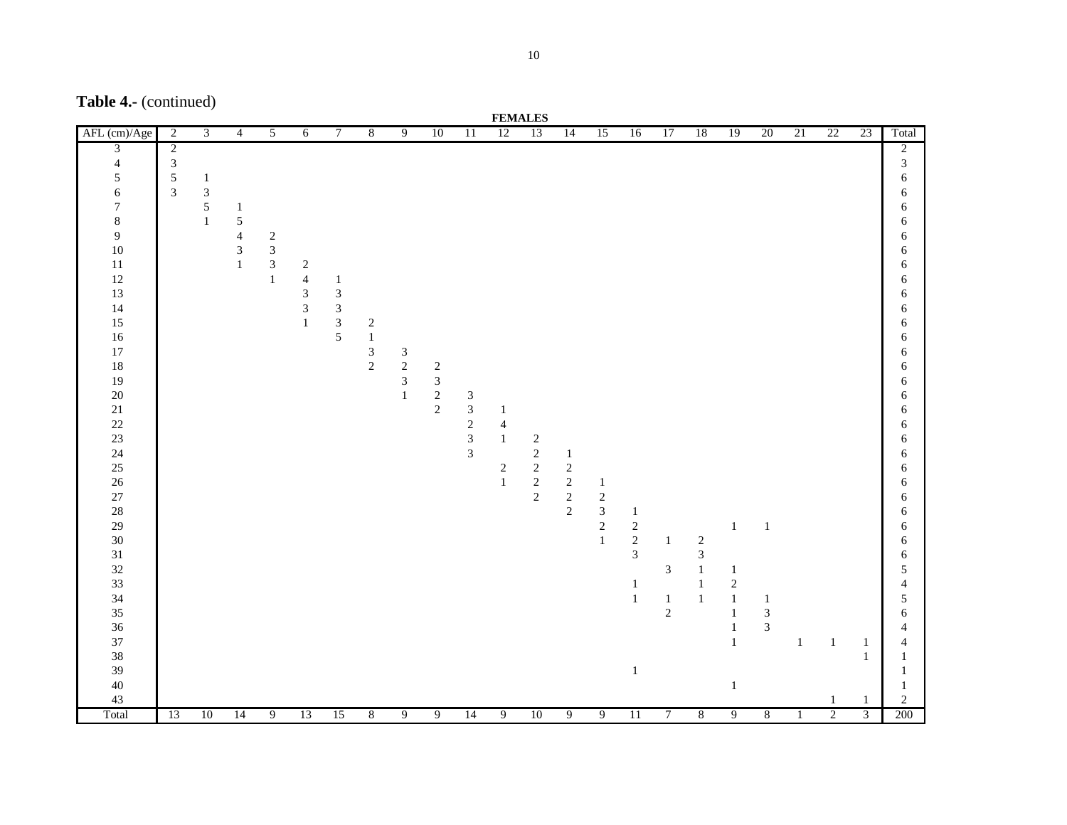**Table 4.-** (continued)

| | FEMALES | | | | | | | | | | | | | | | | | | | | | | |
|---|---|---|---|---|---|---|---|---|---|---|---|---|---|---|---|---|---|---|---|---|---|---|---|
| AFL (cm)/Age | 2 | 3 | 4 | 5 | 6 | 7 | 8 | 9 | 10 | 11 | 12 | 13 | 14 | 15 | 16 | 17 | 18 | 19 | 20 | 21 | 22 | 23 | Total |
| 3 | 2 | | | | | | | | | | | | | | | | | | | | | | 2 |
| 4 | 3 | | | | | | | | | | | | | | | | | | | | | | 3 |
| 5 | 5 | 1 | | | | | | | | | | | | | | | | | | | | | 6 |
| 6 | 3 | 3 | | | | | | | | | | | | | | | | | | | | | 6 |
| 7 | | 5 | 1 | | | | | | | | | | | | | | | | | | | | 6 |
| 8 | | 1 | 5 | | | | | | | | | | | | | | | | | | | | 6 |
| 9 | | | 4 | 2 | | | | | | | | | | | | | | | | | | | 6 |
| 10 | | | 3 | 3 | | | | | | | | | | | | | | | | | | | 6 |
| 11 | | | 1 | 3 | 2 | | | | | | | | | | | | | | | | | | 6 |
| 12 | | | | 1 | 4 | 1 | | | | | | | | | | | | | | | | | 6 |
| 13 | | | | | 3 | 3 | | | | | | | | | | | | | | | | | 6 |
| 14 | | | | | 3 | 3 | | | | | | | | | | | | | | | | | 6 |
| 15 | | | | | 1 | 3 | 2 | | | | | | | | | | | | | | | | 6 |
| 16 | | | | | | 5 | 1 | | | | | | | | | | | | | | | | 6 |
| 17 | | | | | | | 3 | 3 | | | | | | | | | | | | | | | 6 |
| 18 | | | | | | | 2 | 2 | 2 | | | | | | | | | | | | | | 6 |
| 19 | | | | | | | | 3 | 3 | | | | | | | | | | | | | | 6 |
| 20 | | | | | | | | 1 | 2 | 3 | | | | | | | | | | | | | 6 |
| 21 | | | | | | | | | 2 | 3 | 1 | | | | | | | | | | | | 6 |
| 22 | | | | | | | | | | 2 | 4 | | | | | | | | | | | | 6 |
| 23 | | | | | | | | | | 3 | 1 | 2 | | | | | | | | | | | 6 |
| 24 | | | | | | | | | | 3 | | 2 | 1 | | | | | | | | | | 6 |
| 25 | | | | | | | | | | | 2 | 2 | 2 | | | | | | | | | | 6 |
| 26 | | | | | | | | | | | 1 | 2 | 2 | 1 | | | | | | | | | 6 |
| 27 | | | | | | | | | | | | 2 | 2 | 2 | | | | | | | | | 6 |
| 28 | | | | | | | | | | | | | 2 | 3 | 1 | | | | | | | | 6 |
| 29 | | | | | | | | | | | | | | 2 | 2 | | | 1 | 1 | | | | 6 |
| 30 | | | | | | | | | | | | | | 1 | 2 | 1 | 2 | | | | | | 6 |
| 31 | | | | | | | | | | | | | | | 3 | | 3 | | | | | | 6 |
| 32 | | | | | | | | | | | | | | | | 3 | 1 | 1 | | | | | 5 |
| 33 | | | | | | | | | | | | | | | 1 | | 1 | 2 | | | | | 4 |
| 34 | | | | | | | | | | | | | | | 1 | 1 | 1 | 1 | 1 | | | | 5 |
| 35 | | | | | | | | | | | | | | | | 2 | | 1 | 3 | | | | 6 |
| 36 | | | | | | | | | | | | | | | | | | 1 | 3 | | | | 4 |
| 37 | | | | | | | | | | | | | | | | | | 1 | | 1 | 1 | 1 | 4 |
| 38 | | | | | | | | | | | | | | | | | | | | | | 1 | 1 |
| 39 | | | | | | | | | | | | | | | 1 | | | | | | | | 1 |
| 40 | | | | | | | | | | | | | | | | | | 1 | | | | | 1 |
| 43 | | | | | | | | | | | | | | | | | | | | | 1 | 1 | 2 |
| Total | 13 | 10 | 14 | 9 | 13 | 15 | 8 | 9 | 9 | 14 | 9 | 10 | 9 | 9 | 11 | 7 | 8 | 9 | 8 | 1 | 2 | 3 | 200 |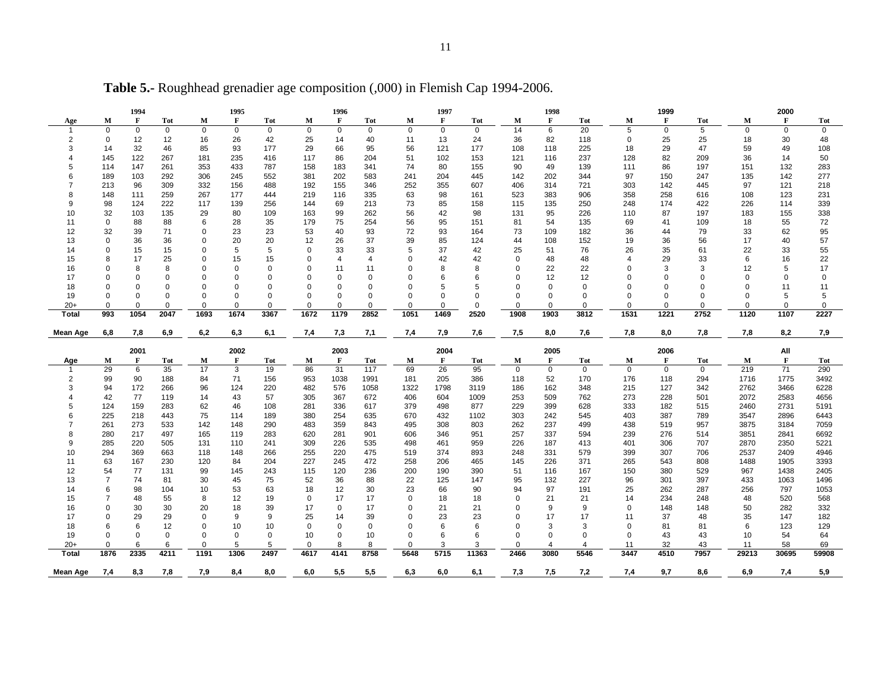**Table 5.-** Roughhead grenadier age composition (,000) in Flemish Cap 1994-2006.

| | 1994 | | | 1995 | | | 1996 | | | 1997 | | | 1998 | | | 1999 | | | 2000 | | |
|---|---|---|---|---|---|---|---|---|---|---|---|---|---|---|---|---|---|---|---|---|---|
| Age | M | F | Tot | M | F | Tot | M | F | Tot | M | F | Tot | M | F | Tot | M | F | Tot | M | F | Tot |
| 1 | 0 | 0 | 0 | 0 | 0 | 0 | 0 | 0 | 0 | 0 | 0 | 0 | 14 | 6 | 20 | 5 | 0 | 5 | 0 | 0 | 0 |
| 2 | 0 | 12 | 12 | 16 | 26 | 42 | 25 | 14 | 40 | 11 | 13 | 24 | 36 | 82 | 118 | 0 | 25 | 25 | 18 | 30 | 48 |
| 3 | 14 | 32 | 46 | 85 | 93 | 177 | 29 | 66 | 95 | 56 | 121 | 177 | 108 | 118 | 225 | 18 | 29 | 47 | 59 | 49 | 108 |
| 4 | 145 | 122 | 267 | 181 | 235 | 416 | 117 | 86 | 204 | 51 | 102 | 153 | 121 | 116 | 237 | 128 | 82 | 209 | 36 | 14 | 50 |
| 5 | 114 | 147 | 261 | 353 | 433 | 787 | 158 | 183 | 341 | 74 | 80 | 155 | 90 | 49 | 139 | 111 | 86 | 197 | 151 | 132 | 283 |
| 6 | 189 | 103 | 292 | 306 | 245 | 552 | 381 | 202 | 583 | 241 | 204 | 445 | 142 | 202 | 344 | 97 | 150 | 247 | 135 | 142 | 277 |
| 7 | 213 | 96 | 309 | 332 | 156 | 488 | 192 | 155 | 346 | 252 | 355 | 607 | 406 | 314 | 721 | 303 | 142 | 445 | 97 | 121 | 218 |
| 8 | 148 | 111 | 259 | 267 | 177 | 444 | 219 | 116 | 335 | 63 | 98 | 161 | 523 | 383 | 906 | 358 | 258 | 616 | 108 | 123 | 231 |
| 9 | 98 | 124 | 222 | 117 | 139 | 256 | 144 | 69 | 213 | 73 | 85 | 158 | 115 | 135 | 250 | 248 | 174 | 422 | 226 | 114 | 339 |
| 10 | 32 | 103 | 135 | 29 | 80 | 109 | 163 | 99 | 262 | 56 | 42 | 98 | 131 | 95 | 226 | 110 | 87 | 197 | 183 | 155 | 338 |
| 11 | 0 | 88 | 88 | 6 | 28 | 35 | 179 | 75 | 254 | 56 | 95 | 151 | 81 | 54 | 135 | 69 | 41 | 109 | 18 | 55 | 72 |
| 12 | 32 | 39 | 71 | 0 | 23 | 23 | 53 | 40 | 93 | 72 | 93 | 164 | 73 | 109 | 182 | 36 | 44 | 79 | 33 | 62 | 95 |
| 13 | 0 | 36 | 36 | 0 | 20 | 20 | 12 | 26 | 37 | 39 | 85 | 124 | 44 | 108 | 152 | 19 | 36 | 56 | 17 | 40 | 57 |
| 14 | 0 | 15 | 15 | 0 | 5 | 5 | 0 | 33 | 33 | 5 | 37 | 42 | 25 | 51 | 76 | 26 | 35 | 61 | 22 | 33 | 55 |
| 15 | 8 | 17 | 25 | 0 | 15 | 15 | 0 | 4 | 4 | 0 | 42 | 42 | 0 | 48 | 48 | 4 | 29 | 33 | 6 | 16 | 22 |
| 16 | 0 | 8 | 8 | 0 | 0 | 0 | 0 | 11 | 11 | 0 | 8 | 8 | 0 | 22 | 22 | 0 | 3 | 3 | 12 | 5 | 17 |
| 17 | 0 | 0 | 0 | 0 | 0 | 0 | 0 | 0 | 0 | 0 | 6 | 6 | 0 | 12 | 12 | 0 | 0 | 0 | 0 | 0 | 0 |
| 18 | 0 | 0 | 0 | 0 | 0 | 0 | 0 | 0 | 0 | 0 | 5 | 5 | 0 | 0 | 0 | 0 | 0 | 0 | 0 | 11 | 11 |
| 19 | 0 | 0 | 0 | 0 | 0 | 0 | 0 | 0 | 0 | 0 | 0 | 0 | 0 | 0 | 0 | 0 | 0 | 0 | 0 | 5 | 5 |
| 20+ | 0 | 0 | 0 | 0 | 0 | 0 | 0 | 0 | 0 | 0 | 0 | 0 | 0 | 0 | 0 | 0 | 0 | 0 | 0 | 0 | 0 |
| **Total** | **993** | **1054** | **2047** | **1693** | **1674** | **3367** | **1672** | **1179** | **2852** | **1051** | **1469** | **2520** | **1908** | **1903** | **3812** | **1531** | **1221** | **2752** | **1120** | **1107** | **2227** |
| **Mean Age** | **6,8** | **7,8** | **6,9** | **6,2** | **6,3** | **6,1** | **7,4** | **7,3** | **7,1** | **7,4** | **7,9** | **7,6** | **7,5** | **8,0** | **7,6** | **7,8** | **8,0** | **7,8** | **7,8** | **8,2** | **7,9** |

| | 2001 | | | 2002 | | | 2003 | | | 2004 | | | 2005 | | | 2006 | | | All | | |
|---|---|---|---|---|---|---|---|---|---|---|---|---|---|---|---|---|---|---|---|---|---|
| Age | M | F | Tot | M | F | Tot | M | F | Tot | M | F | Tot | M | F | Tot | M | F | Tot | M | F | Tot |
| 1 | 29 | 6 | 35 | 17 | 3 | 19 | 86 | 31 | 117 | 69 | 26 | 95 | 0 | 0 | 0 | 0 | 0 | 0 | 219 | 71 | 290 |
| 2 | 99 | 90 | 188 | 84 | 71 | 156 | 953 | 1038 | 1991 | 181 | 205 | 386 | 118 | 52 | 170 | 176 | 118 | 294 | 1716 | 1775 | 3492 |
| 3 | 94 | 172 | 266 | 96 | 124 | 220 | 482 | 576 | 1058 | 1322 | 1798 | 3119 | 186 | 162 | 348 | 215 | 127 | 342 | 2762 | 3466 | 6228 |
| 4 | 42 | 77 | 119 | 14 | 43 | 57 | 305 | 367 | 672 | 406 | 604 | 1009 | 253 | 509 | 762 | 273 | 228 | 501 | 2072 | 2583 | 4656 |
| 5 | 124 | 159 | 283 | 62 | 46 | 108 | 281 | 336 | 617 | 379 | 498 | 877 | 229 | 399 | 628 | 333 | 182 | 515 | 2460 | 2731 | 5191 |
| 6 | 225 | 218 | 443 | 75 | 114 | 189 | 380 | 254 | 635 | 670 | 432 | 1102 | 303 | 242 | 545 | 403 | 387 | 789 | 3547 | 2896 | 6443 |
| 7 | 261 | 273 | 533 | 142 | 148 | 290 | 483 | 359 | 843 | 495 | 308 | 803 | 262 | 237 | 499 | 438 | 519 | 957 | 3875 | 3184 | 7059 |
| 8 | 280 | 217 | 497 | 165 | 119 | 283 | 620 | 281 | 901 | 606 | 346 | 951 | 257 | 337 | 594 | 239 | 276 | 514 | 3851 | 2841 | 6692 |
| 9 | 285 | 220 | 505 | 131 | 110 | 241 | 309 | 226 | 535 | 498 | 461 | 959 | 226 | 187 | 413 | 401 | 306 | 707 | 2870 | 2350 | 5221 |
| 10 | 294 | 369 | 663 | 118 | 148 | 266 | 255 | 220 | 475 | 519 | 374 | 893 | 248 | 331 | 579 | 399 | 307 | 706 | 2537 | 2409 | 4946 |
| 11 | 63 | 167 | 230 | 120 | 84 | 204 | 227 | 245 | 472 | 258 | 206 | 465 | 145 | 226 | 371 | 265 | 543 | 808 | 1488 | 1905 | 3393 |
| 12 | 54 | 77 | 131 | 99 | 145 | 243 | 115 | 120 | 236 | 200 | 190 | 390 | 51 | 116 | 167 | 150 | 380 | 529 | 967 | 1438 | 2405 |
| 13 | 7 | 74 | 81 | 30 | 45 | 75 | 52 | 36 | 88 | 22 | 125 | 147 | 95 | 132 | 227 | 96 | 301 | 397 | 433 | 1063 | 1496 |
| 14 | 6 | 98 | 104 | 10 | 53 | 63 | 18 | 12 | 30 | 23 | 66 | 90 | 94 | 97 | 191 | 25 | 262 | 287 | 256 | 797 | 1053 |
| 15 | 7 | 48 | 55 | 8 | 12 | 19 | 0 | 17 | 17 | 0 | 18 | 18 | 0 | 21 | 21 | 14 | 234 | 248 | 48 | 520 | 568 |
| 16 | 0 | 30 | 30 | 20 | 18 | 39 | 17 | 0 | 17 | 0 | 21 | 21 | 0 | 9 | 9 | 0 | 148 | 148 | 50 | 282 | 332 |
| 17 | 0 | 29 | 29 | 0 | 9 | 9 | 25 | 14 | 39 | 0 | 23 | 23 | 0 | 17 | 17 | 11 | 37 | 48 | 35 | 147 | 182 |
| 18 | 6 | 6 | 12 | 0 | 10 | 10 | 0 | 0 | 0 | 0 | 6 | 6 | 0 | 3 | 3 | 0 | 81 | 81 | 6 | 123 | 129 |
| 19 | 0 | 0 | 0 | 0 | 0 | 0 | 10 | 0 | 10 | 0 | 6 | 6 | 0 | 0 | 0 | 0 | 43 | 43 | 10 | 54 | 64 |
| 20+ | 0 | 6 | 6 | 0 | 5 | 5 | 0 | 8 | 8 | 0 | 3 | 3 | 0 | 4 | 4 | 11 | 32 | 43 | 11 | 58 | 69 |
| **Total** | **1876** | **2335** | **4211** | **1191** | **1306** | **2497** | **4617** | **4141** | **8758** | **5648** | **5715** | **11363** | **2466** | **3080** | **5546** | **3447** | **4510** | **7957** | **29213** | **30695** | **59908** |
| **Mean Age** | **7,4** | **8,3** | **7,8** | **7,9** | **8,4** | **8,0** | **6,0** | **5,5** | **5,5** | **6,3** | **6,0** | **6,1** | **7,3** | **7,5** | **7,2** | **7,4** | **9,7** | **8,6** | **6,9** | **7,4** | **5,9** |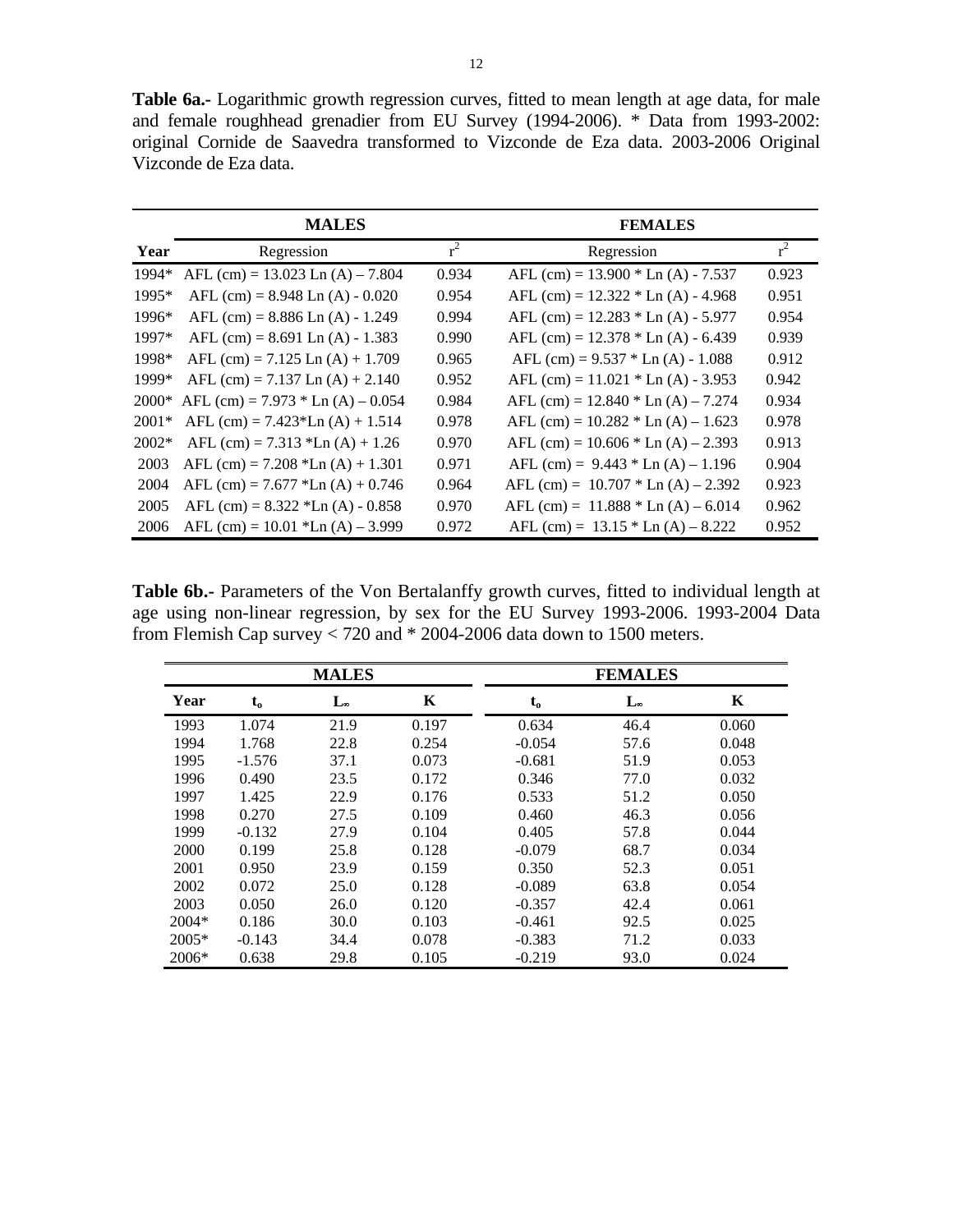**Table 6a.-** Logarithmic growth regression curves, fitted to mean length at age data, for male and female roughhead grenadier from EU Survey (1994-2006). * Data from 1993-2002: original Cornide de Saavedra transformed to Vizconde de Eza data. 2003-2006 Original Vizconde de Eza data.

| | MALES | | FEMALES | |
|---|---|---|---|---|
| **Year** | Regression | $r^2$ | Regression | $r^2$ |
| 1994* | AFL (cm) = 13.023 Ln (A) – 7.804 | 0.934 | AFL (cm) = 13.900 * Ln (A) - 7.537 | 0.923 |
| 1995* | AFL (cm) = 8.948 Ln (A) - 0.020 | 0.954 | AFL (cm) = 12.322 * Ln (A) - 4.968 | 0.951 |
| 1996* | AFL (cm) = 8.886 Ln (A) - 1.249 | 0.994 | AFL (cm) = 12.283 * Ln (A) - 5.977 | 0.954 |
| 1997* | AFL (cm) = 8.691 Ln (A) - 1.383 | 0.990 | AFL (cm) = 12.378 * Ln (A) - 6.439 | 0.939 |
| 1998* | AFL (cm) = 7.125 Ln (A) + 1.709 | 0.965 | AFL (cm) = 9.537 * Ln (A) - 1.088 | 0.912 |
| 1999* | AFL (cm) = 7.137 Ln (A) + 2.140 | 0.952 | AFL (cm) = 11.021 * Ln (A) - 3.953 | 0.942 |
| 2000* | AFL (cm) = 7.973 * Ln (A) – 0.054 | 0.984 | AFL (cm) = 12.840 * Ln (A) – 7.274 | 0.934 |
| 2001* | AFL (cm) = 7.423*Ln (A) + 1.514 | 0.978 | AFL (cm) = 10.282 * Ln (A) – 1.623 | 0.978 |
| 2002* | AFL (cm) = 7.313 *Ln (A) + 1.26 | 0.970 | AFL (cm) = 10.606 * Ln (A) – 2.393 | 0.913 |
| 2003 | AFL (cm) = 7.208 *Ln (A) + 1.301 | 0.971 | AFL (cm) = 9.443 * Ln (A) – 1.196 | 0.904 |
| 2004 | AFL (cm) = 7.677 *Ln (A) + 0.746 | 0.964 | AFL (cm) = 10.707 * Ln (A) – 2.392 | 0.923 |
| 2005 | AFL (cm) = 8.322 *Ln (A) - 0.858 | 0.970 | AFL (cm) = 11.888 * Ln (A) – 6.014 | 0.962 |
| 2006 | AFL (cm) = 10.01 *Ln (A) – 3.999 | 0.972 | AFL (cm) = 13.15 * Ln (A) – 8.222 | 0.952 |

**Table 6b.-** Parameters of the Von Bertalanffy growth curves, fitted to individual length at age using non-linear regression, by sex for the EU Survey 1993-2006. 1993-2004 Data from Flemish Cap survey < 720 and * 2004-2006 data down to 1500 meters.

| | MALES | | | FEMALES | | |
|---|---|---|---|---|---|---|
| **Year** | $t_o$ | $L_\infty$ | **K** | $t_o$ | $L_\infty$ | **K** |
| 1993 | 1.074 | 21.9 | 0.197 | 0.634 | 46.4 | 0.060 |
| 1994 | 1.768 | 22.8 | 0.254 | -0.054 | 57.6 | 0.048 |
| 1995 | -1.576 | 37.1 | 0.073 | -0.681 | 51.9 | 0.053 |
| 1996 | 0.490 | 23.5 | 0.172 | 0.346 | 77.0 | 0.032 |
| 1997 | 1.425 | 22.9 | 0.176 | 0.533 | 51.2 | 0.050 |
| 1998 | 0.270 | 27.5 | 0.109 | 0.460 | 46.3 | 0.056 |
| 1999 | -0.132 | 27.9 | 0.104 | 0.405 | 57.8 | 0.044 |
| 2000 | 0.199 | 25.8 | 0.128 | -0.079 | 68.7 | 0.034 |
| 2001 | 0.950 | 23.9 | 0.159 | 0.350 | 52.3 | 0.051 |
| 2002 | 0.072 | 25.0 | 0.128 | -0.089 | 63.8 | 0.054 |
| 2003 | 0.050 | 26.0 | 0.120 | -0.357 | 42.4 | 0.061 |
| 2004* | 0.186 | 30.0 | 0.103 | -0.461 | 92.5 | 0.025 |
| 2005* | -0.143 | 34.4 | 0.078 | -0.383 | 71.2 | 0.033 |
| 2006* | 0.638 | 29.8 | 0.105 | -0.219 | 93.0 | 0.024 |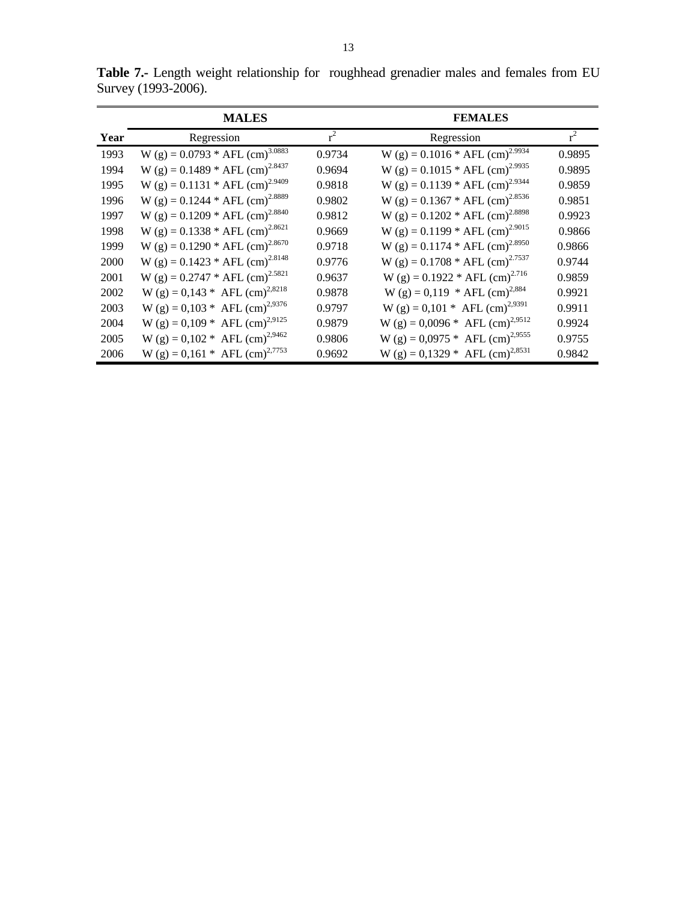**Table 7.-** Length weight relationship for roughhead grenadier males and females from EU Survey (1993-2006).

| | MALES | | FEMALES | |
|---|---|---|---|---|
| **Year** | Regression | $r^2$ | Regression | $r^2$ |
| 1993 | $W (g) = 0.0793 * AFL (cm)^{3.0883}$ | 0.9734 | $W (g) = 0.1016 * AFL (cm)^{2.9934}$ | 0.9895 |
| 1994 | $W (g) = 0.1489 * AFL (cm)^{2.8437}$ | 0.9694 | $W (g) = 0.1015 * AFL (cm)^{2.9935}$ | 0.9895 |
| 1995 | $W (g) = 0.1131 * AFL (cm)^{2.9409}$ | 0.9818 | $W (g) = 0.1139 * AFL (cm)^{2.9344}$ | 0.9859 |
| 1996 | $W (g) = 0.1244 * AFL (cm)^{2.8889}$ | 0.9802 | $W (g) = 0.1367 * AFL (cm)^{2.8536}$ | 0.9851 |
| 1997 | $W (g) = 0.1209 * AFL (cm)^{2.8840}$ | 0.9812 | $W (g) = 0.1202 * AFL (cm)^{2.8898}$ | 0.9923 |
| 1998 | $W (g) = 0.1338 * AFL (cm)^{2.8621}$ | 0.9669 | $W (g) = 0.1199 * AFL (cm)^{2.9015}$ | 0.9866 |
| 1999 | $W (g) = 0.1290 * AFL (cm)^{2.8670}$ | 0.9718 | $W (g) = 0.1174 * AFL (cm)^{2.8950}$ | 0.9866 |
| 2000 | $W (g) = 0.1423 * AFL (cm)^{2.8148}$ | 0.9776 | $W (g) = 0.1708 * AFL (cm)^{2.7537}$ | 0.9744 |
| 2001 | $W (g) = 0.2747 * AFL (cm)^{2.5821}$ | 0.9637 | $W (g) = 0.1922 * AFL (cm)^{2.716}$ | 0.9859 |
| 2002 | $W (g) = 0,143 * AFL (cm)^{2,8218}$ | 0.9878 | $W (g) = 0,119 * AFL (cm)^{2,884}$ | 0.9921 |
| 2003 | $W (g) = 0,103 * AFL (cm)^{2,9376}$ | 0.9797 | $W (g) = 0,101 * AFL (cm)^{2,9391}$ | 0.9911 |
| 2004 | $W (g) = 0,109 * AFL (cm)^{2,9125}$ | 0.9879 | $W (g) = 0,0096 * AFL (cm)^{2,9512}$ | 0.9924 |
| 2005 | $W (g) = 0,102 * AFL (cm)^{2,9462}$ | 0.9806 | $W (g) = 0,0975 * AFL (cm)^{2,9555}$ | 0.9755 |
| 2006 | $W (g) = 0,161 * AFL (cm)^{2,7753}$ | 0.9692 | $W (g) = 0,1329 * AFL (cm)^{2,8531}$ | 0.9842 |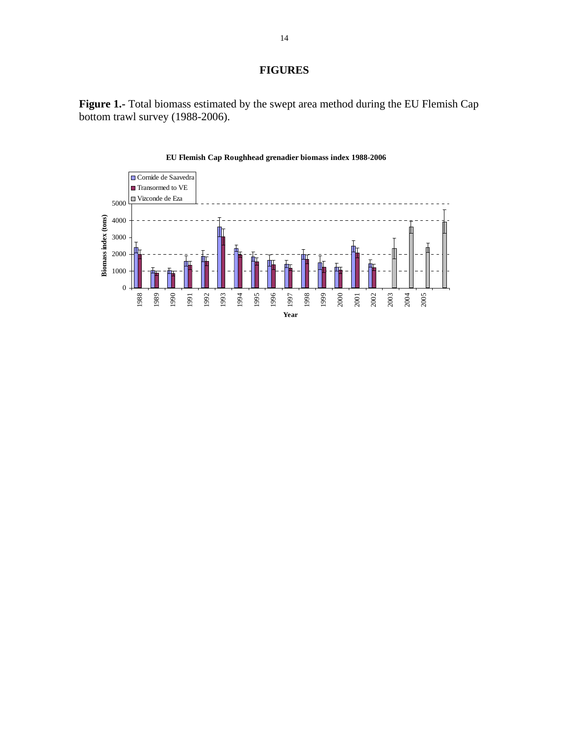# FIGURES

**Figure 1.-** Total biomass estimated by the swept area method during the EU Flemish Cap bottom trawl survey (1988-2006).

**EU Flemish Cap Roughhead grenadier biomass index 1988-2006**

Cornide de Saavedra
Transormed to VE
Vizconde de Eza

Biomass index (tons)

0
1000
2000
3000
4000
5000

1988
1989
1990
1991
1992
1993
1994
1995
1996
1997
1998
1999
2000
2001
2002
2003
2004
2005

Year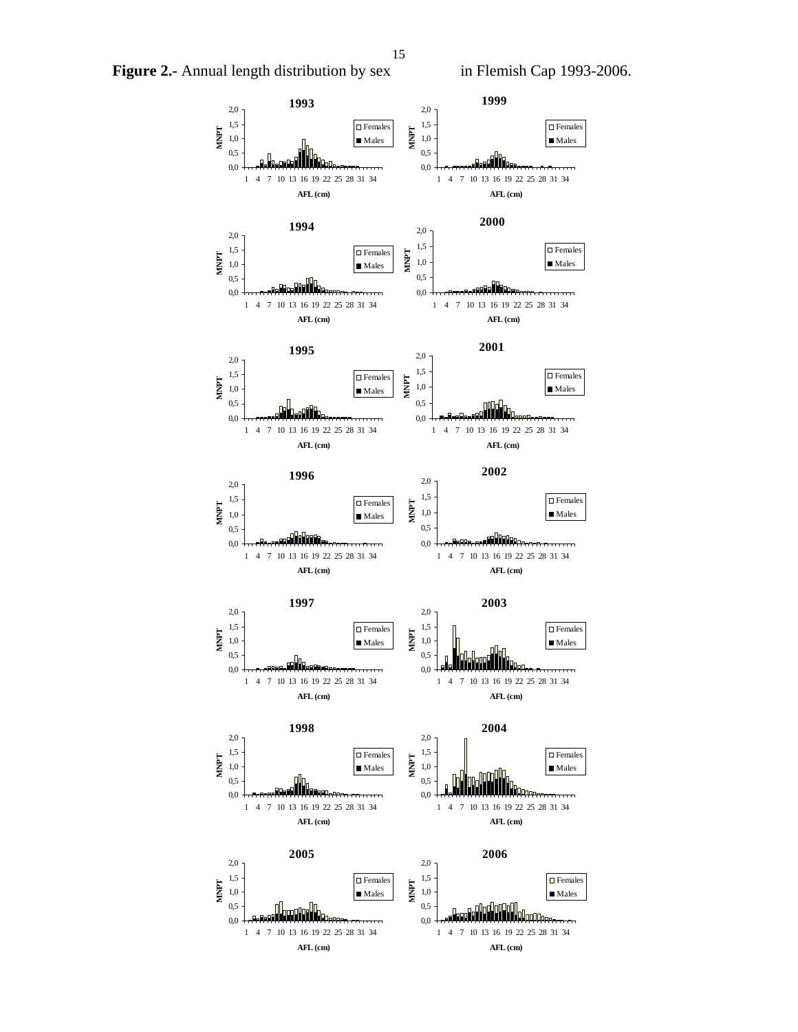**Figure 2.-** Annual length distribution by sex in Flemish Cap 1993-2006.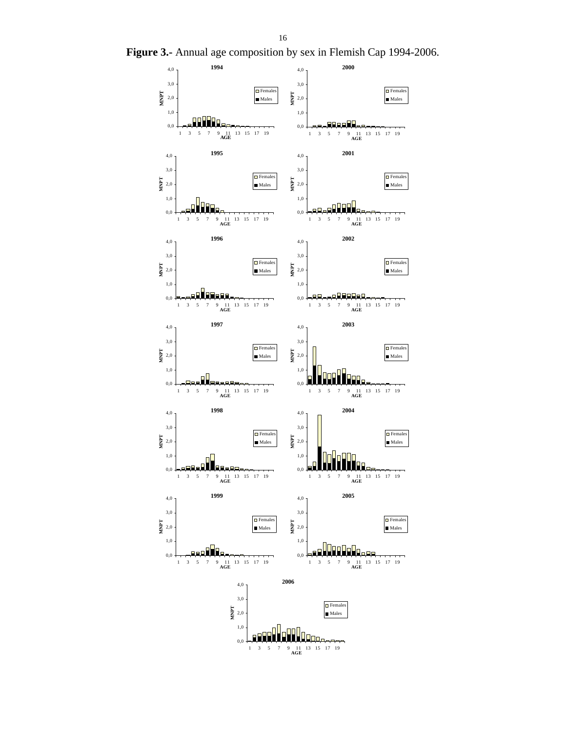**Figure 3.-** Annual age composition by sex in Flemish Cap 1994-2006.

1994

MNPT

4,0
3,0
2,0
1,0
0,0

1 3 5 7 9 11 13 15 17 19

AGE

Females
Males

2000

MNPT

4,0
3,0
2,0
1,0
0,0

1 3 5 7 9 11 13 15 17 19

AGE

Females
Males

1995

MNPT

4,0
3,0
2,0
1,0
0,0

1 3 5 7 9 11 13 15 17 19

AGE

Females
Males

2001

MNPT

4,0
3,0
2,0
1,0
0,0

1 3 5 7 9 11 13 15 17 19

AGE

Females
Males

1996

MNPT

4,0
3,0
2,0
1,0
0,0

1 3 5 7 9 11 13 15 17 19

AGE

Females
Males

2002

MNPT

4,0
3,0
2,0
1,0
0,0

1 3 5 7 9 11 13 15 17 19

AGE

Females
Males

1997

MNPT

4,0
3,0
2,0
1,0
0,0

1 3 5 7 9 11 13 15 17 19

AGE

Females
Males

2003

MNPT

4,0
3,0
2,0
1,0
0,0

1 3 5 7 9 11 13 15 17 19

AGE

Females
Males

1998

MNPT

4,0
3,0
2,0
1,0
0,0

1 3 5 7 9 11 13 15 17 19

AGE

Females
Males

2004

MNPT

4,0
3,0
2,0
1,0
0,0

1 3 5 7 9 11 13 15 17 19

AGE

Females
Males

1999

MNPT

4,0
3,0
2,0
1,0
0,0

1 3 5 7 9 11 13 15 17 19

AGE

Females
Males

2005

MNPT

4,0
3,0
2,0
1,0
0,0

1 3 5 7 9 11 13 15 17 19

AGE

Females
Males

2006

MNPT

4,0
3,0
2,0
1,0
0,0

1 3 5 7 9 11 13 15 17 19

AGE

Females
Males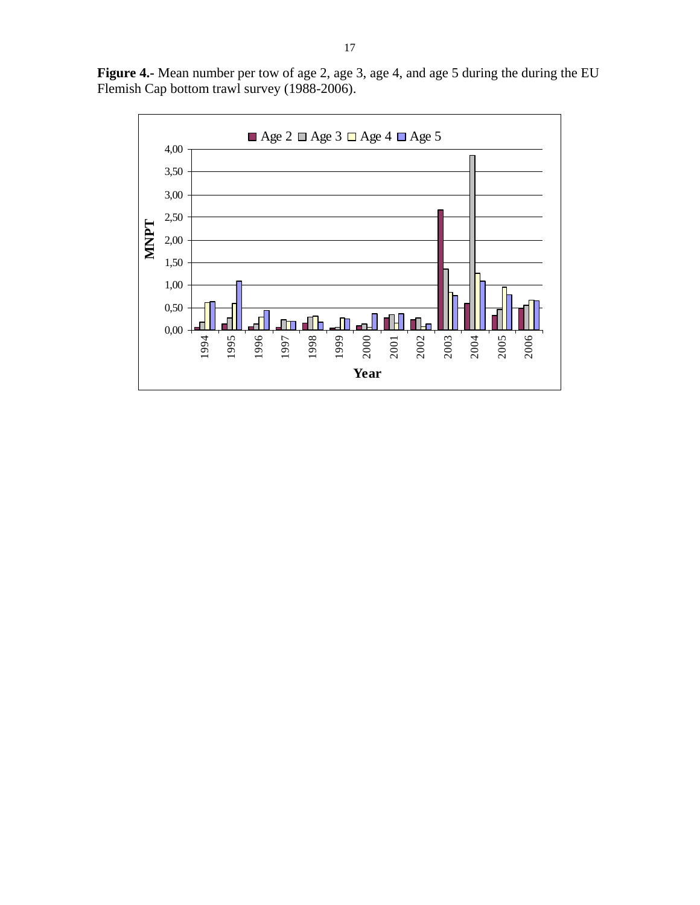**Figure 4.-** Mean number per tow of age 2, age 3, age 4, and age 5 during the during the EU Flemish Cap bottom trawl survey (1988-2006).

Age 2 Age 3 Age 4 Age 5

MNPT

4,00
3,50
3,00
2,50
2,00
1,50
1,00
0,50
0,00

1994 1995 1996 1997 1998 1999 2000 2001 2002 2003 2004 2005 2006

Year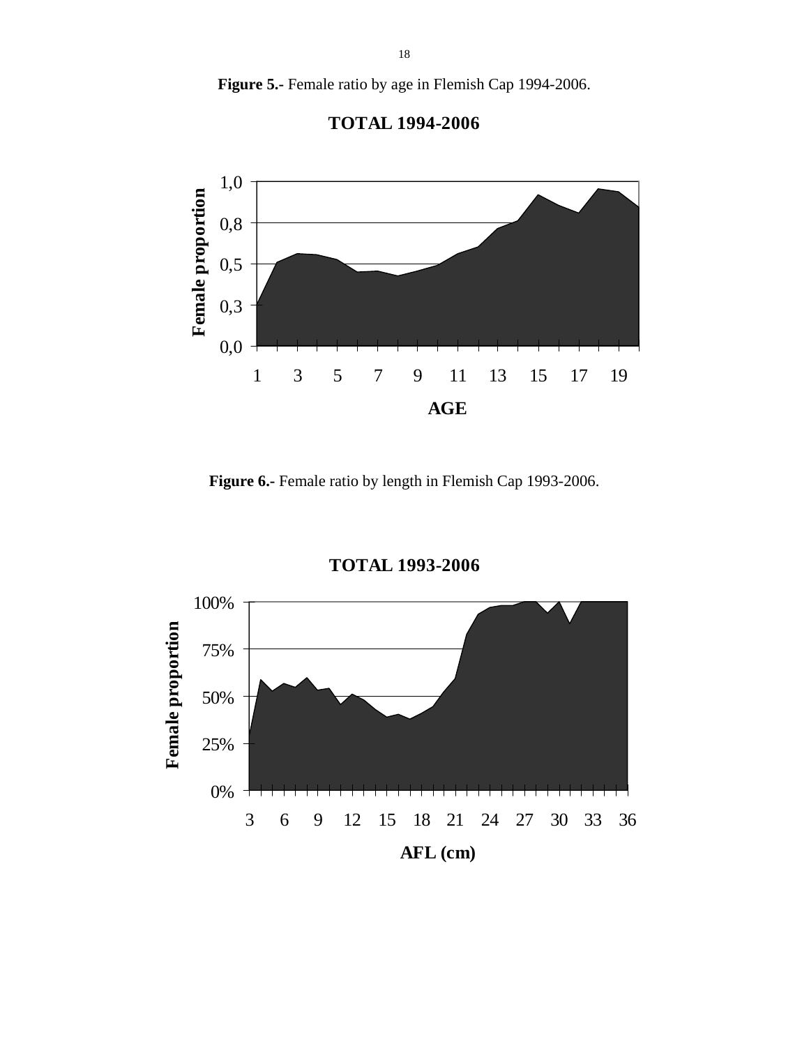**Figure 5.-** Female ratio by age in Flemish Cap 1994-2006.

**TOTAL 1994-2006**

Female proportion

1,0
0,8
0,5
0,3
0,0

1 3 5 7 9 11 13 15 17 19

**AGE**

**Figure 6.-** Female ratio by length in Flemish Cap 1993-2006.

**TOTAL 1993-2006**

Female proportion

100%
75%
50%
25%
0%

3 6 9 12 15 18 21 24 27 30 33 36

**AFL (cm)**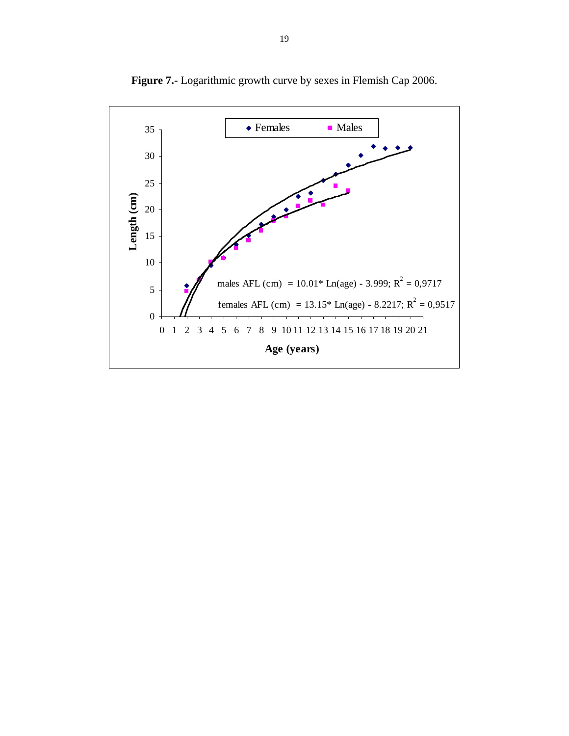**Figure 7.-** Logarithmic growth curve by sexes in Flemish Cap 2006.

males AFL (cm) = 10.01* Ln(age) - 3.999; $R^2$ = 0,9717

females AFL (cm) = 13.15* Ln(age) - 8.2217; $R^2$ = 0,9517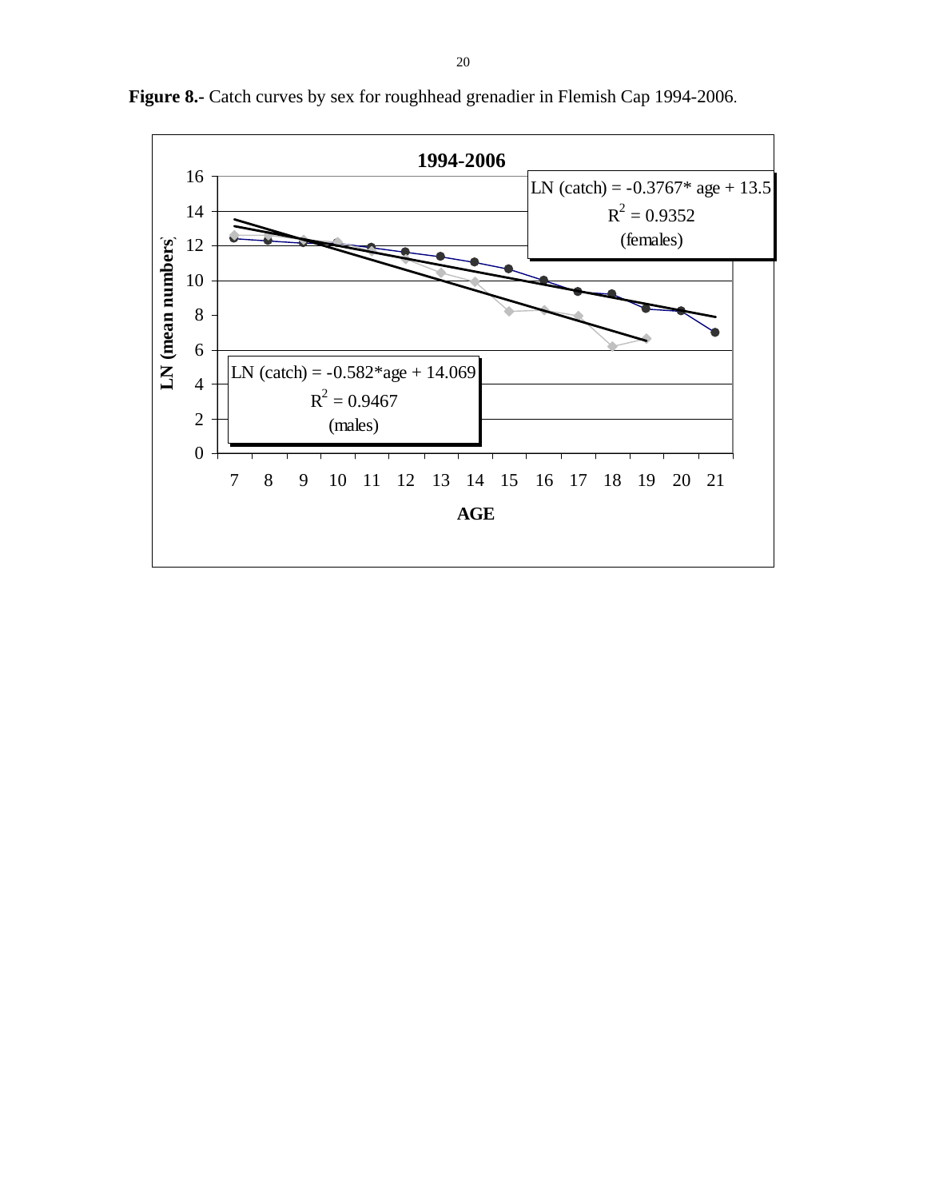**Figure 8.-** Catch curves by sex for roughhead grenadier in Flemish Cap 1994-2006.

1994-2006

LN (catch) = -0.3767* age + 13.5
$R^2$ = 0.9352
(females)

LN (catch) = -0.582*age + 14.069
$R^2$ = 0.9467
(males)

LN (mean numbers)

0
2
4
6
8
10
12
14
16

7 8 9 10 11 12 13 14 15 16 17 18 19 20 21

AGE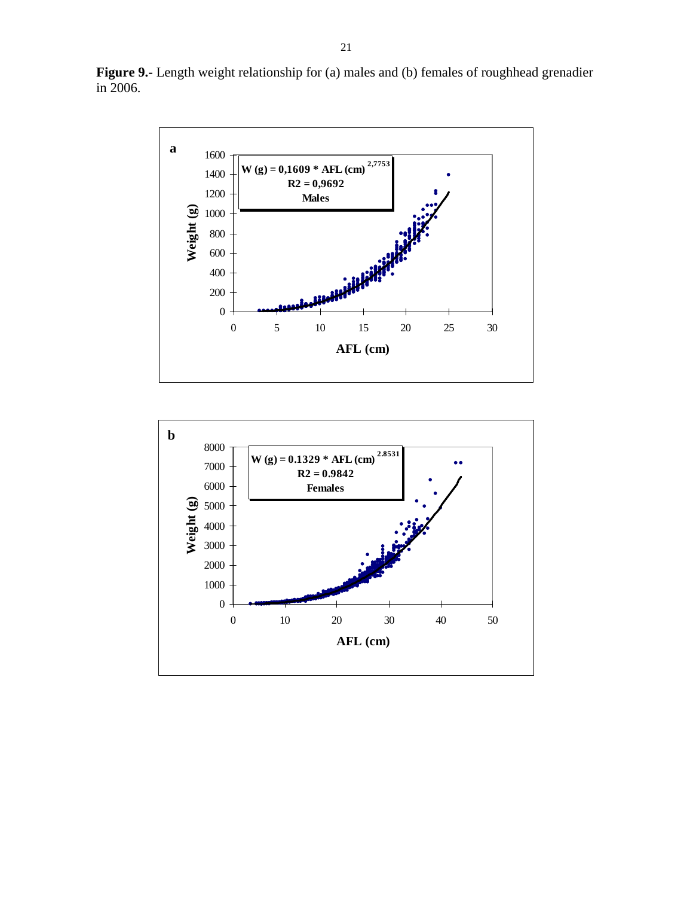**Figure 9.-** Length weight relationship for (a) males and (b) females of roughhead grenadier in 2006.

a

W (g) = 0,1609 * AFL (cm) $^{2,7753}$

R2 = 0,9692

Males

Weight (g)

0
200
400
600
800
1000
1200
1400
1600

0
5
10
15
20
25
30

AFL (cm)

b

W (g) = 0.1329 * AFL (cm) $^{2.8531}$

R2 = 0.9842

Females

Weight (g)

0
1000
2000
3000
4000
5000
6000
7000
8000

0
10
20
30
40
50

AFL (cm)